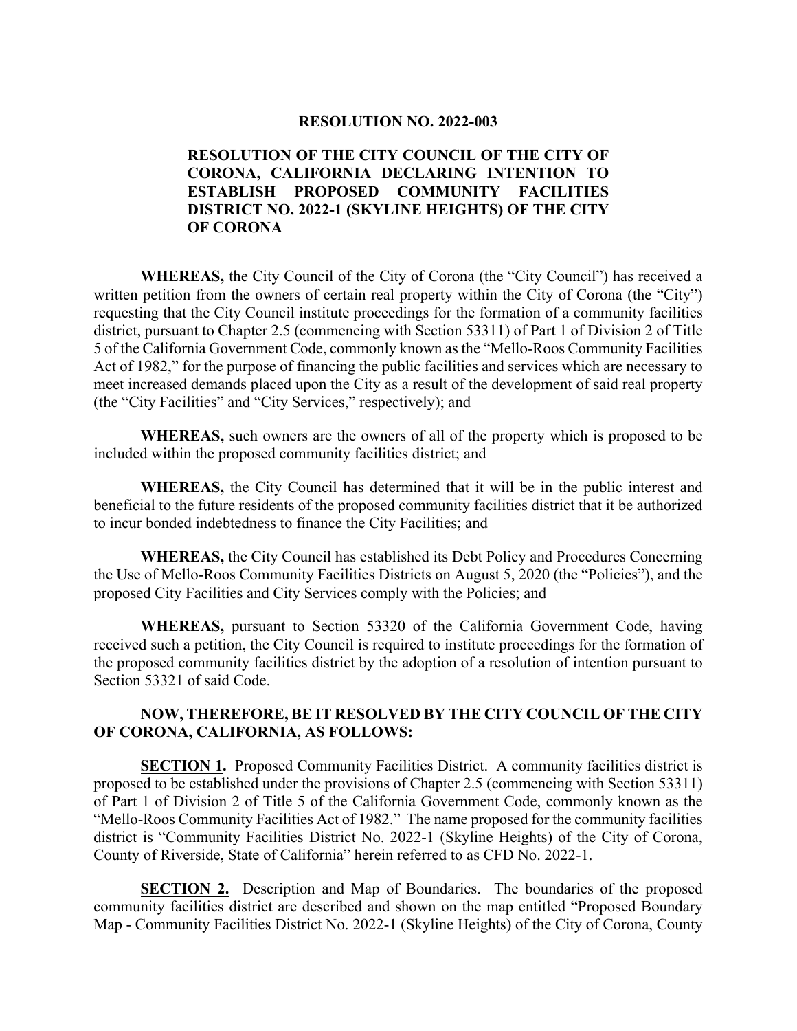**RESOLUTION NO. 2022-003**

**RESOLUTION OF THE CITY COUNCIL OF THE CITY OF CORONA, CALIFORNIA DECLARING INTENTION TO ESTABLISH PROPOSED COMMUNITY FACILITIES DISTRICT NO. 2022-1 (SKYLINE HEIGHTS) OF THE CITY OF CORONA**

**WHEREAS,** the City Council of the City of Corona (the "City Council") has received a written petition from the owners of certain real property within the City of Corona (the "City") requesting that the City Council institute proceedings for the formation of a community facilities district, pursuant to Chapter 2.5 (commencing with Section 53311) of Part 1 of Division 2 of Title 5 of the California Government Code, commonly known as the "Mello-Roos Community Facilities Act of 1982," for the purpose of financing the public facilities and services which are necessary to meet increased demands placed upon the City as a result of the development of said real property (the "City Facilities" and "City Services," respectively); and

**WHEREAS,** such owners are the owners of all of the property which is proposed to be included within the proposed community facilities district; and

**WHEREAS,** the City Council has determined that it will be in the public interest and beneficial to the future residents of the proposed community facilities district that it be authorized to incur bonded indebtedness to finance the City Facilities; and

**WHEREAS,** the City Council has established its Debt Policy and Procedures Concerning the Use of Mello-Roos Community Facilities Districts on August 5, 2020 (the "Policies"), and the proposed City Facilities and City Services comply with the Policies; and

**WHEREAS,** pursuant to Section 53320 of the California Government Code, having received such a petition, the City Council is required to institute proceedings for the formation of the proposed community facilities district by the adoption of a resolution of intention pursuant to Section 53321 of said Code.

**NOW, THEREFORE, BE IT RESOLVED BY THE CITY COUNCIL OF THE CITY OF CORONA, CALIFORNIA, AS FOLLOWS:**

**SECTION 1.** Proposed Community Facilities District. A community facilities district is proposed to be established under the provisions of Chapter 2.5 (commencing with Section 53311) of Part 1 of Division 2 of Title 5 of the California Government Code, commonly known as the "Mello-Roos Community Facilities Act of 1982." The name proposed for the community facilities district is "Community Facilities District No. 2022-1 (Skyline Heights) of the City of Corona, County of Riverside, State of California" herein referred to as CFD No. 2022-1.

**SECTION 2.** Description and Map of Boundaries. The boundaries of the proposed community facilities district are described and shown on the map entitled "Proposed Boundary Map - Community Facilities District No. 2022-1 (Skyline Heights) of the City of Corona, County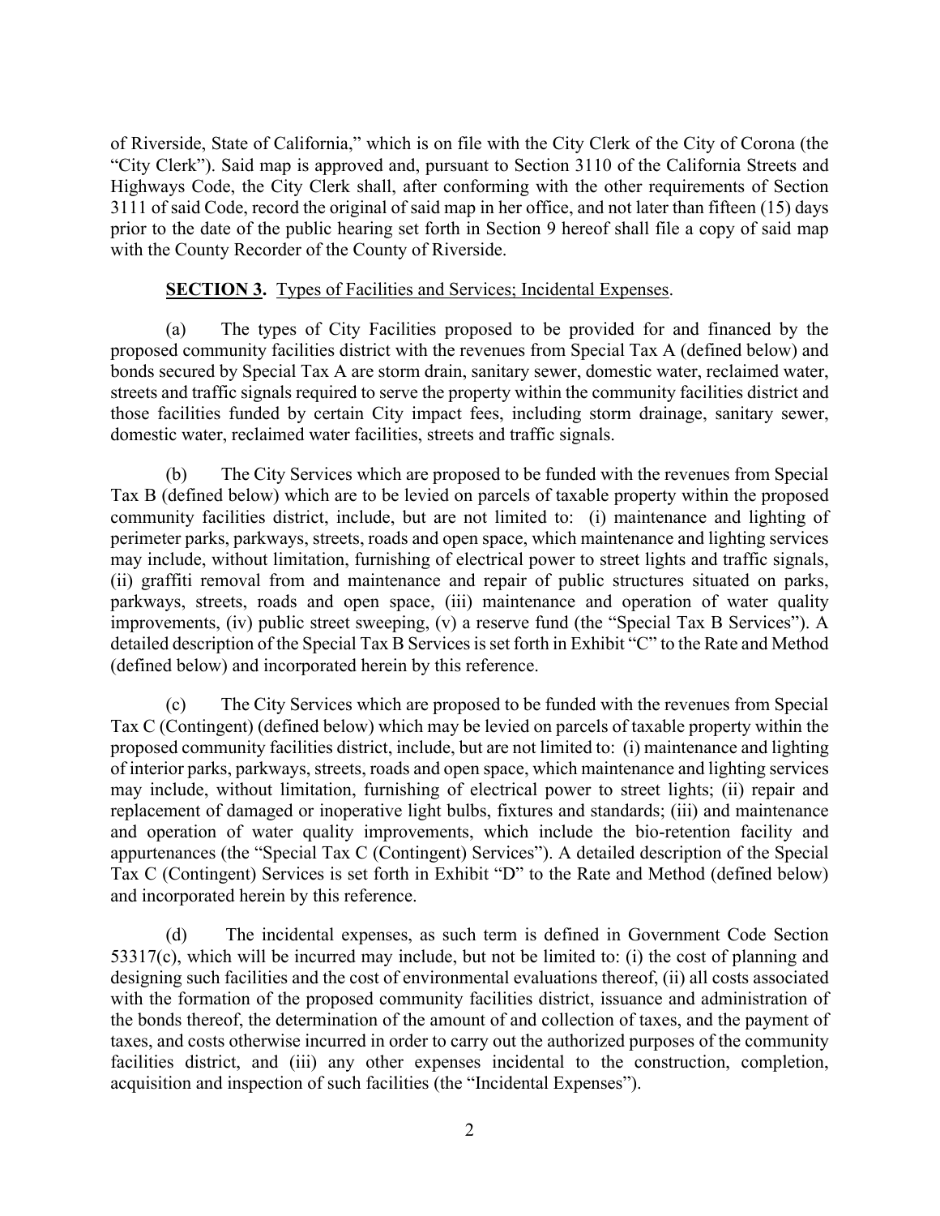of Riverside, State of California," which is on file with the City Clerk of the City of Corona (the "City Clerk"). Said map is approved and, pursuant to Section 3110 of the California Streets and Highways Code, the City Clerk shall, after conforming with the other requirements of Section 3111 of said Code, record the original of said map in her office, and not later than fifteen (15) days prior to the date of the public hearing set forth in Section 9 hereof shall file a copy of said map with the County Recorder of the County of Riverside.

**SECTION 3.** Types of Facilities and Services; Incidental Expenses.

(a) The types of City Facilities proposed to be provided for and financed by the proposed community facilities district with the revenues from Special Tax A (defined below) and bonds secured by Special Tax A are storm drain, sanitary sewer, domestic water, reclaimed water, streets and traffic signals required to serve the property within the community facilities district and those facilities funded by certain City impact fees, including storm drainage, sanitary sewer, domestic water, reclaimed water facilities, streets and traffic signals.

(b) The City Services which are proposed to be funded with the revenues from Special Tax B (defined below) which are to be levied on parcels of taxable property within the proposed community facilities district, include, but are not limited to: (i) maintenance and lighting of perimeter parks, parkways, streets, roads and open space, which maintenance and lighting services may include, without limitation, furnishing of electrical power to street lights and traffic signals, (ii) graffiti removal from and maintenance and repair of public structures situated on parks, parkways, streets, roads and open space, (iii) maintenance and operation of water quality improvements, (iv) public street sweeping, (v) a reserve fund (the "Special Tax B Services"). A detailed description of the Special Tax B Services is set forth in Exhibit "C" to the Rate and Method (defined below) and incorporated herein by this reference.

(c) The City Services which are proposed to be funded with the revenues from Special Tax C (Contingent) (defined below) which may be levied on parcels of taxable property within the proposed community facilities district, include, but are not limited to: (i) maintenance and lighting of interior parks, parkways, streets, roads and open space, which maintenance and lighting services may include, without limitation, furnishing of electrical power to street lights; (ii) repair and replacement of damaged or inoperative light bulbs, fixtures and standards; (iii) and maintenance and operation of water quality improvements, which include the bio-retention facility and appurtenances (the "Special Tax C (Contingent) Services"). A detailed description of the Special Tax C (Contingent) Services is set forth in Exhibit "D" to the Rate and Method (defined below) and incorporated herein by this reference.

(d) The incidental expenses, as such term is defined in Government Code Section 53317(c), which will be incurred may include, but not be limited to: (i) the cost of planning and designing such facilities and the cost of environmental evaluations thereof, (ii) all costs associated with the formation of the proposed community facilities district, issuance and administration of the bonds thereof, the determination of the amount of and collection of taxes, and the payment of taxes, and costs otherwise incurred in order to carry out the authorized purposes of the community facilities district, and (iii) any other expenses incidental to the construction, completion, acquisition and inspection of such facilities (the "Incidental Expenses").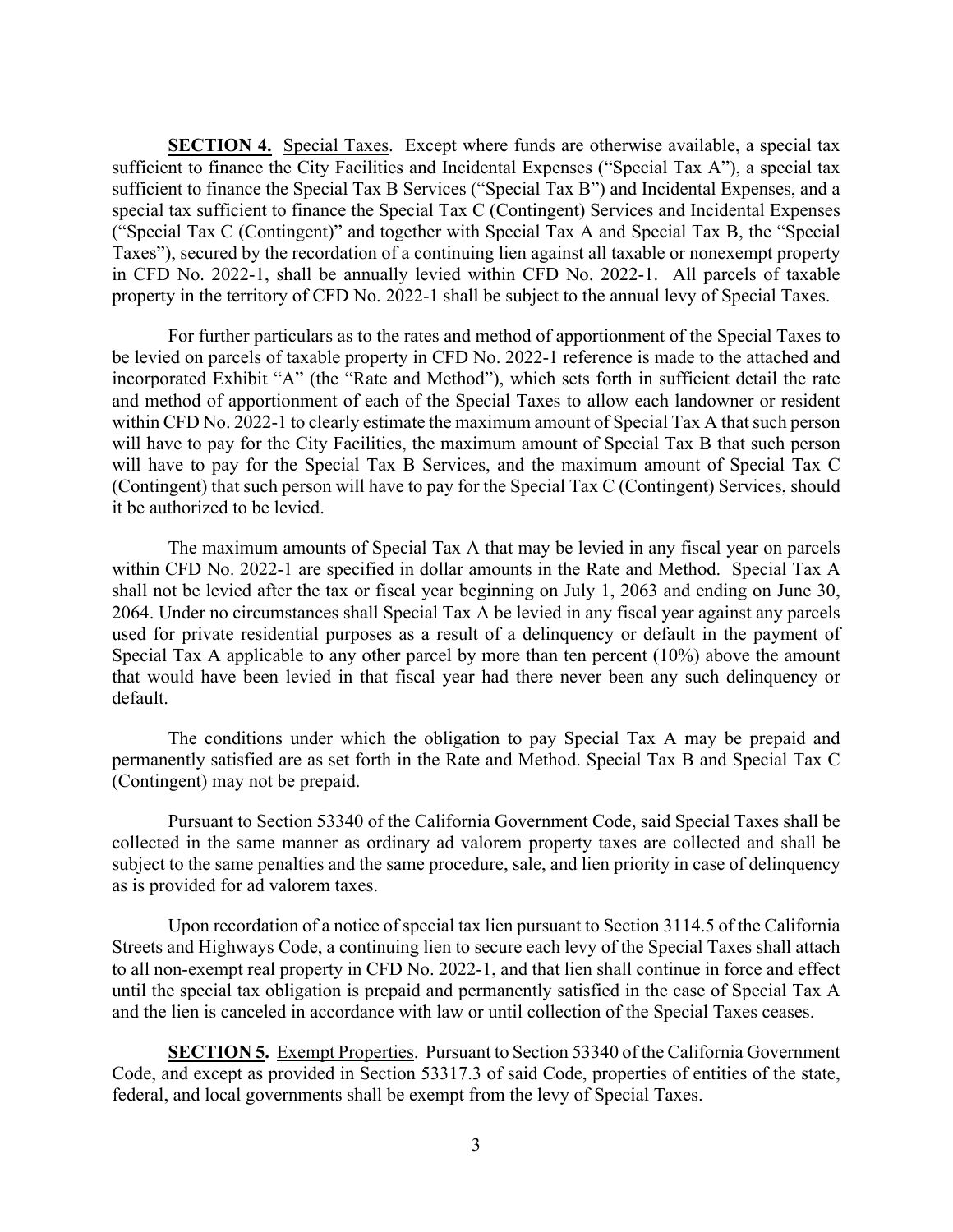**SECTION 4.** Special Taxes. Except where funds are otherwise available, a special tax sufficient to finance the City Facilities and Incidental Expenses ("Special Tax A"), a special tax sufficient to finance the Special Tax B Services ("Special Tax B") and Incidental Expenses, and a special tax sufficient to finance the Special Tax C (Contingent) Services and Incidental Expenses ("Special Tax C (Contingent)" and together with Special Tax A and Special Tax B, the "Special Taxes"), secured by the recordation of a continuing lien against all taxable or nonexempt property in CFD No. 2022-1, shall be annually levied within CFD No. 2022-1. All parcels of taxable property in the territory of CFD No. 2022-1 shall be subject to the annual levy of Special Taxes.

For further particulars as to the rates and method of apportionment of the Special Taxes to be levied on parcels of taxable property in CFD No. 2022-1 reference is made to the attached and incorporated Exhibit "A" (the "Rate and Method"), which sets forth in sufficient detail the rate and method of apportionment of each of the Special Taxes to allow each landowner or resident within CFD No. 2022-1 to clearly estimate the maximum amount of Special Tax A that such person will have to pay for the City Facilities, the maximum amount of Special Tax B that such person will have to pay for the Special Tax B Services, and the maximum amount of Special Tax C (Contingent) that such person will have to pay for the Special Tax C (Contingent) Services, should it be authorized to be levied.

The maximum amounts of Special Tax A that may be levied in any fiscal year on parcels within CFD No. 2022-1 are specified in dollar amounts in the Rate and Method. Special Tax A shall not be levied after the tax or fiscal year beginning on July 1, 2063 and ending on June 30, 2064. Under no circumstances shall Special Tax A be levied in any fiscal year against any parcels used for private residential purposes as a result of a delinquency or default in the payment of Special Tax A applicable to any other parcel by more than ten percent (10%) above the amount that would have been levied in that fiscal year had there never been any such delinquency or default.

The conditions under which the obligation to pay Special Tax A may be prepaid and permanently satisfied are as set forth in the Rate and Method. Special Tax B and Special Tax C (Contingent) may not be prepaid.

Pursuant to Section 53340 of the California Government Code, said Special Taxes shall be collected in the same manner as ordinary ad valorem property taxes are collected and shall be subject to the same penalties and the same procedure, sale, and lien priority in case of delinquency as is provided for ad valorem taxes.

Upon recordation of a notice of special tax lien pursuant to Section 3114.5 of the California Streets and Highways Code, a continuing lien to secure each levy of the Special Taxes shall attach to all non-exempt real property in CFD No. 2022-1, and that lien shall continue in force and effect until the special tax obligation is prepaid and permanently satisfied in the case of Special Tax A and the lien is canceled in accordance with law or until collection of the Special Taxes ceases.

**SECTION 5.** Exempt Properties. Pursuant to Section 53340 of the California Government Code, and except as provided in Section 53317.3 of said Code, properties of entities of the state, federal, and local governments shall be exempt from the levy of Special Taxes.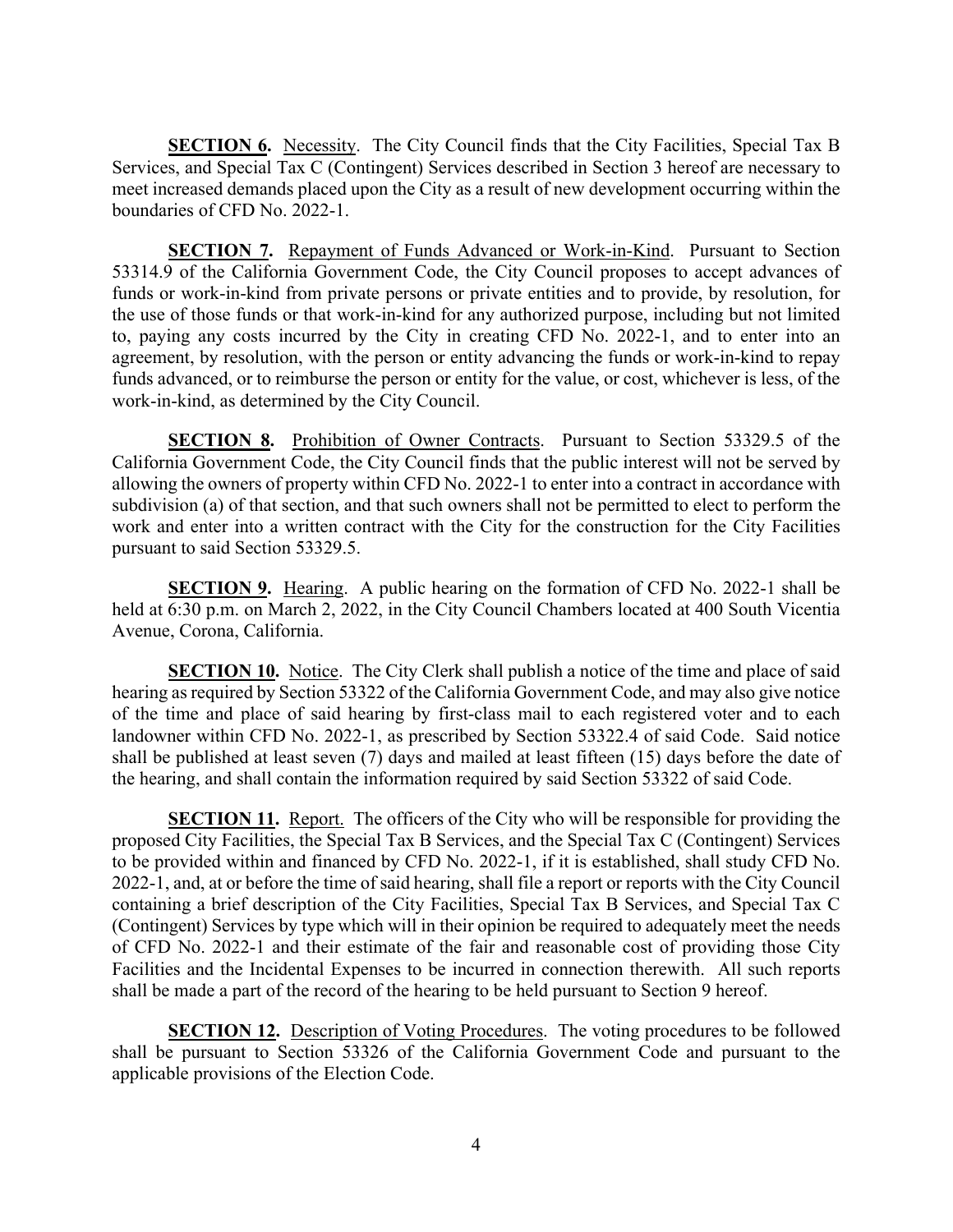**SECTION 6.** Necessity. The City Council finds that the City Facilities, Special Tax B Services, and Special Tax C (Contingent) Services described in Section 3 hereof are necessary to meet increased demands placed upon the City as a result of new development occurring within the boundaries of CFD No. 2022-1.

**SECTION 7.** Repayment of Funds Advanced or Work-in-Kind. Pursuant to Section 53314.9 of the California Government Code, the City Council proposes to accept advances of funds or work-in-kind from private persons or private entities and to provide, by resolution, for the use of those funds or that work-in-kind for any authorized purpose, including but not limited to, paying any costs incurred by the City in creating CFD No. 2022-1, and to enter into an agreement, by resolution, with the person or entity advancing the funds or work-in-kind to repay funds advanced, or to reimburse the person or entity for the value, or cost, whichever is less, of the work-in-kind, as determined by the City Council.

**SECTION 8.** Prohibition of Owner Contracts. Pursuant to Section 53329.5 of the California Government Code, the City Council finds that the public interest will not be served by allowing the owners of property within CFD No. 2022-1 to enter into a contract in accordance with subdivision (a) of that section, and that such owners shall not be permitted to elect to perform the work and enter into a written contract with the City for the construction for the City Facilities pursuant to said Section 53329.5.

**SECTION 9.** Hearing. A public hearing on the formation of CFD No. 2022-1 shall be held at 6:30 p.m. on March 2, 2022, in the City Council Chambers located at 400 South Vicentia Avenue, Corona, California.

**SECTION 10.** Notice. The City Clerk shall publish a notice of the time and place of said hearing as required by Section 53322 of the California Government Code, and may also give notice of the time and place of said hearing by first-class mail to each registered voter and to each landowner within CFD No. 2022-1, as prescribed by Section 53322.4 of said Code. Said notice shall be published at least seven (7) days and mailed at least fifteen (15) days before the date of the hearing, and shall contain the information required by said Section 53322 of said Code.

**SECTION 11.** Report. The officers of the City who will be responsible for providing the proposed City Facilities, the Special Tax B Services, and the Special Tax C (Contingent) Services to be provided within and financed by CFD No. 2022-1, if it is established, shall study CFD No. 2022-1, and, at or before the time of said hearing, shall file a report or reports with the City Council containing a brief description of the City Facilities, Special Tax B Services, and Special Tax C (Contingent) Services by type which will in their opinion be required to adequately meet the needs of CFD No. 2022-1 and their estimate of the fair and reasonable cost of providing those City Facilities and the Incidental Expenses to be incurred in connection therewith. All such reports shall be made a part of the record of the hearing to be held pursuant to Section 9 hereof.

**SECTION 12.** Description of Voting Procedures. The voting procedures to be followed shall be pursuant to Section 53326 of the California Government Code and pursuant to the applicable provisions of the Election Code.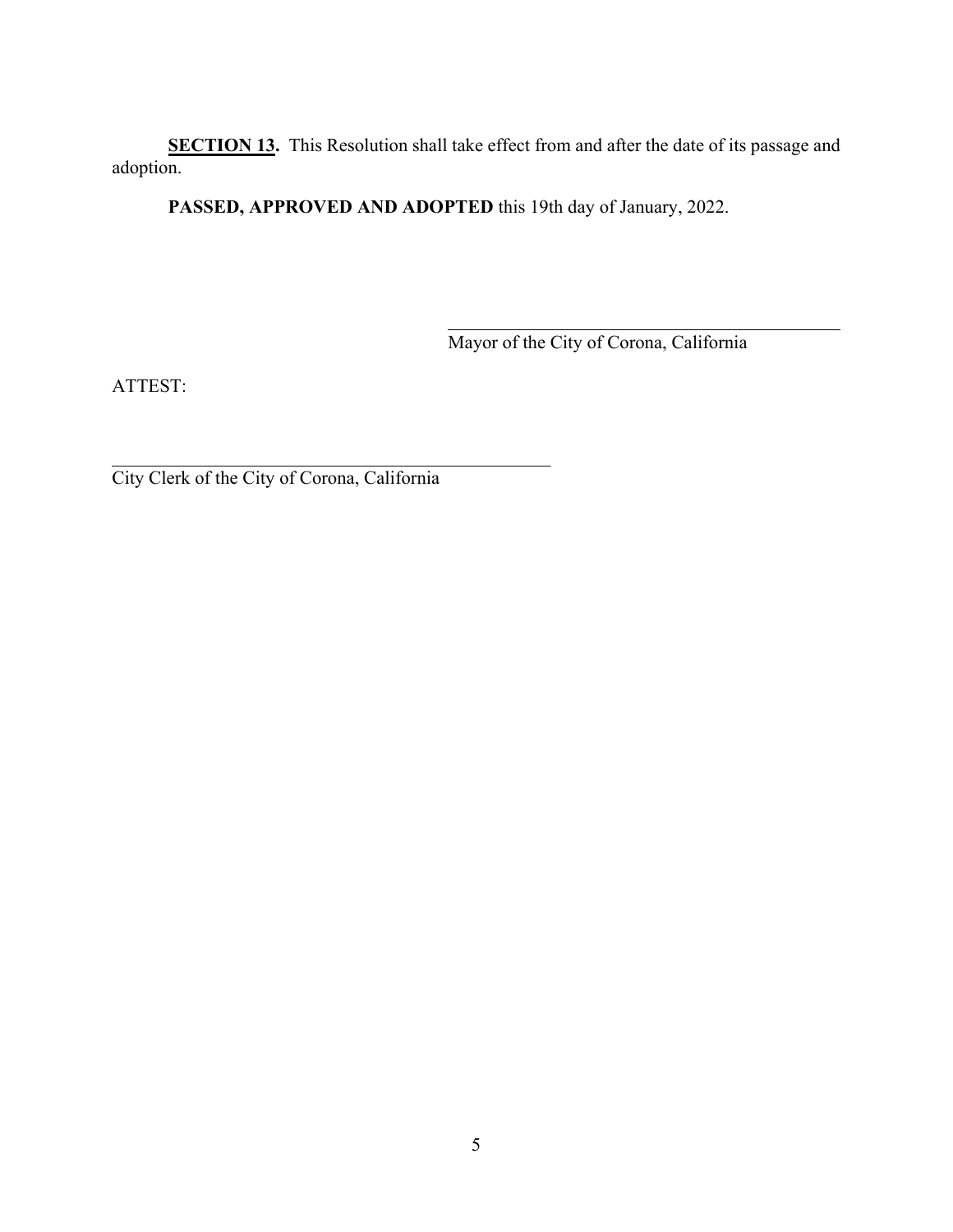**SECTION 13.** This Resolution shall take effect from and after the date of its passage and adoption.

**PASSED, APPROVED AND ADOPTED** this 19th day of January, 2022.

\_\_\_\_\_\_\_\_\_\_\_\_\_\_\_\_\_\_\_\_\_\_\_\_\_\_\_\_\_\_\_\_\_\_\_\_\_\_\_\_
Mayor of the City of Corona, California

ATTEST:

\_\_\_\_\_\_\_\_\_\_\_\_\_\_\_\_\_\_\_\_\_\_\_\_\_\_\_\_\_\_\_\_\_\_\_\_\_\_\_\_
City Clerk of the City of Corona, California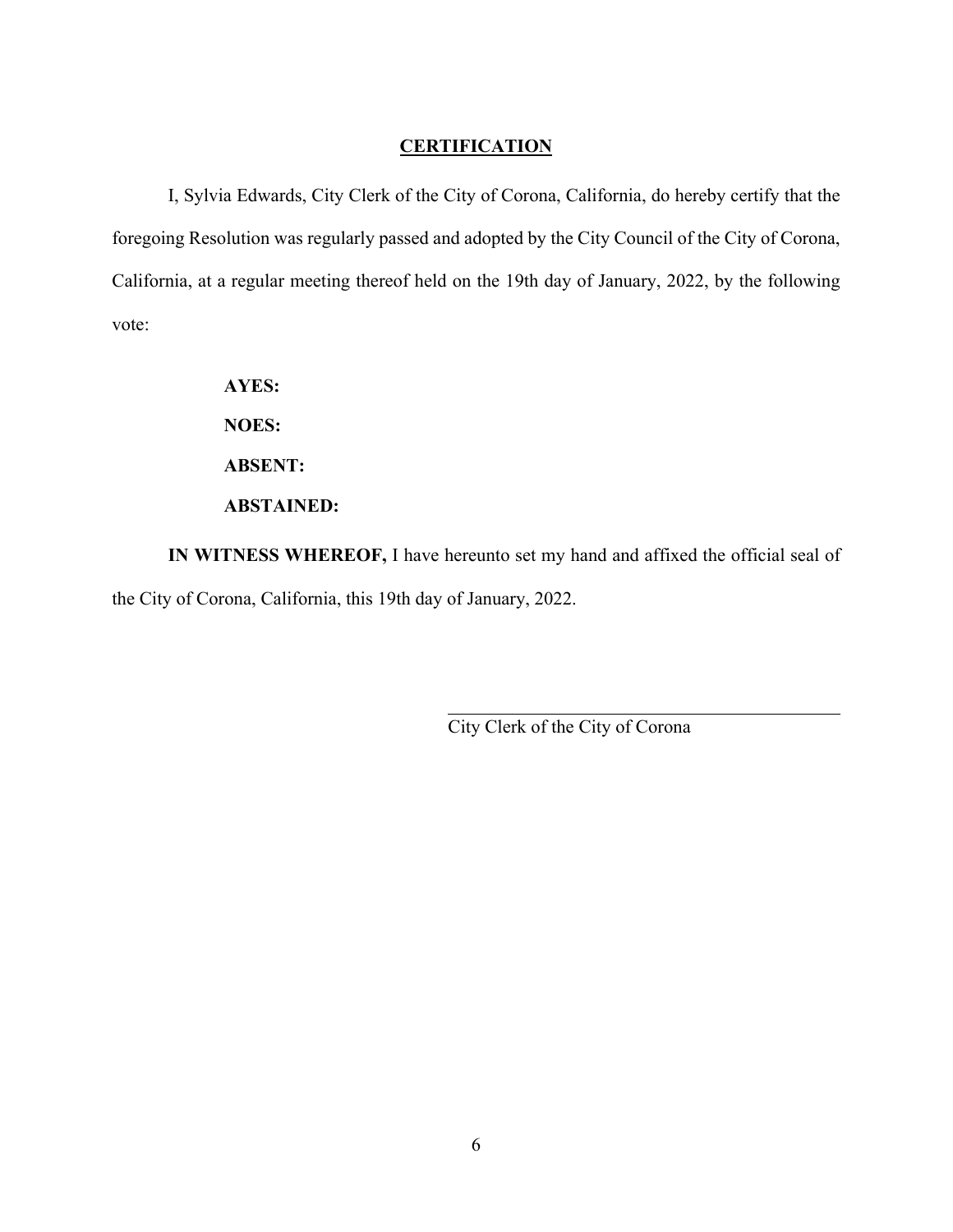**CERTIFICATION**

I, Sylvia Edwards, City Clerk of the City of Corona, California, do hereby certify that the foregoing Resolution was regularly passed and adopted by the City Council of the City of Corona, California, at a regular meeting thereof held on the 19th day of January, 2022, by the following vote:

**AYES:**

**NOES:**

**ABSENT:**

**ABSTAINED:**

**IN WITNESS WHEREOF,** I have hereunto set my hand and affixed the official seal of the City of Corona, California, this 19th day of January, 2022.

\_\_\_\_\_\_\_\_\_\_\_\_\_\_\_\_\_\_\_\_\_\_\_\_\_\_\_\_\_\_\_\_\_\_\_\_\_\_\_\_

City Clerk of the City of Corona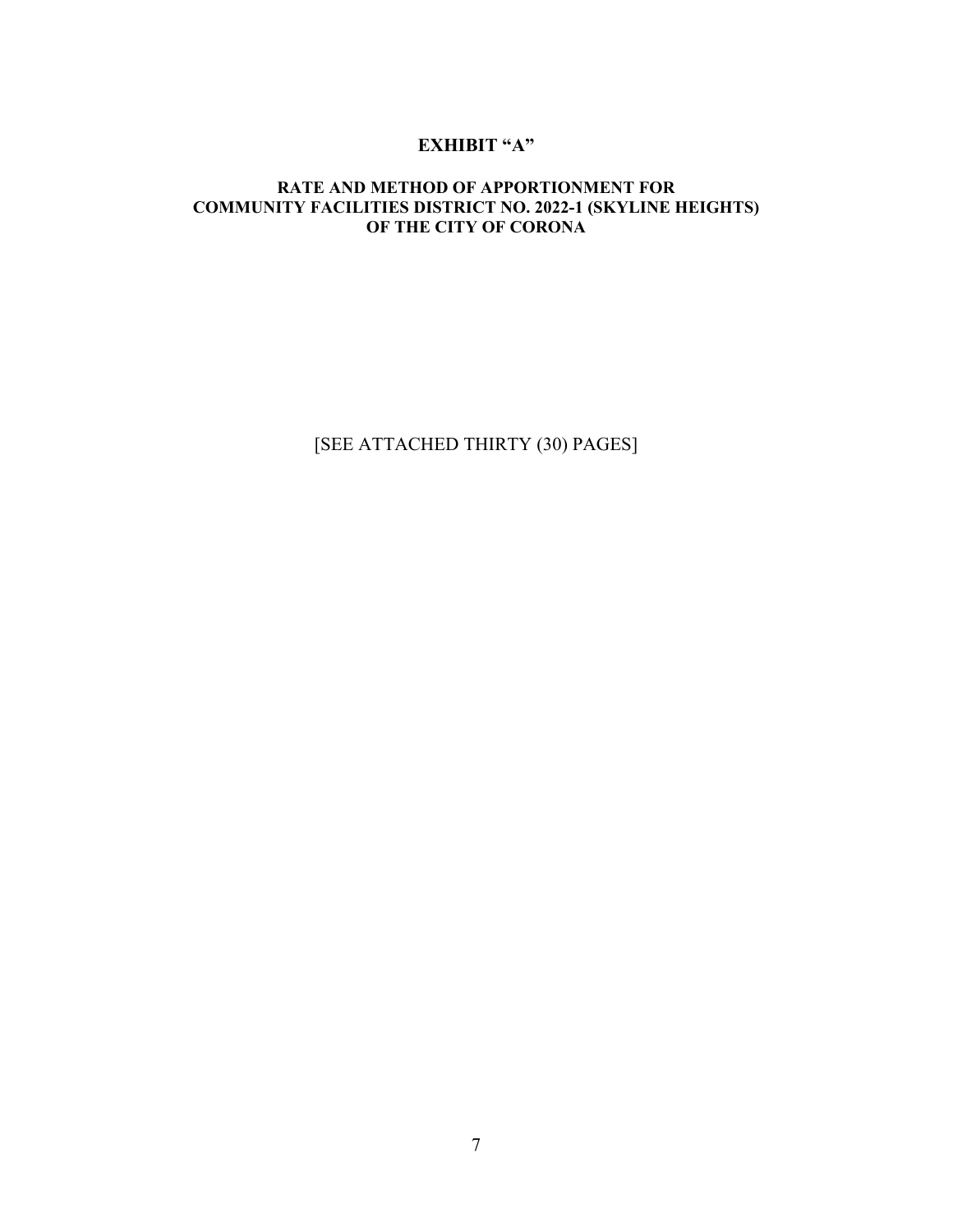# EXHIBIT "A"

## RATE AND METHOD OF APPORTIONMENT FOR COMMUNITY FACILITIES DISTRICT NO. 2022-1 (SKYLINE HEIGHTS) OF THE CITY OF CORONA

[SEE ATTACHED THIRTY (30) PAGES]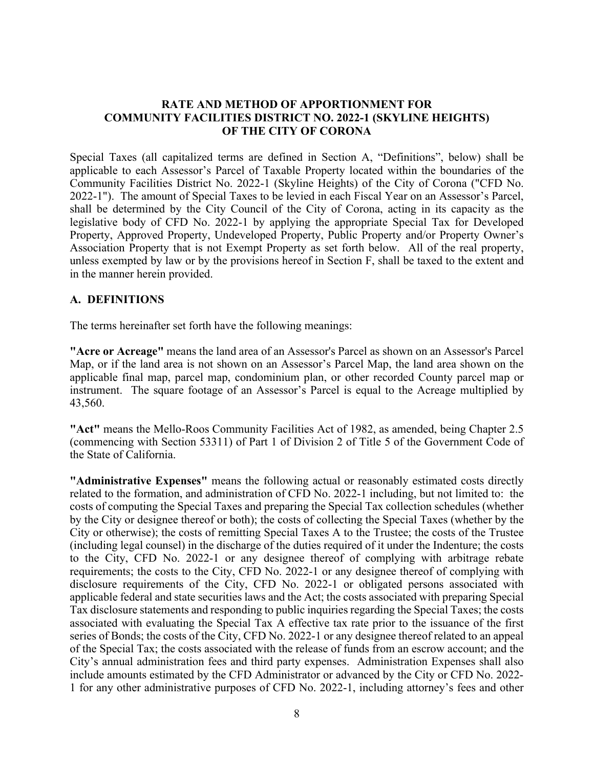**RATE AND METHOD OF APPORTIONMENT FOR COMMUNITY FACILITIES DISTRICT NO. 2022-1 (SKYLINE HEIGHTS) OF THE CITY OF CORONA**

Special Taxes (all capitalized terms are defined in Section A, "Definitions", below) shall be applicable to each Assessor's Parcel of Taxable Property located within the boundaries of the Community Facilities District No. 2022-1 (Skyline Heights) of the City of Corona ("CFD No. 2022-1"). The amount of Special Taxes to be levied in each Fiscal Year on an Assessor's Parcel, shall be determined by the City Council of the City of Corona, acting in its capacity as the legislative body of CFD No. 2022-1 by applying the appropriate Special Tax for Developed Property, Approved Property, Undeveloped Property, Public Property and/or Property Owner's Association Property that is not Exempt Property as set forth below. All of the real property, unless exempted by law or by the provisions hereof in Section F, shall be taxed to the extent and in the manner herein provided.

## A. DEFINITIONS

The terms hereinafter set forth have the following meanings:

**"Acre or Acreage"** means the land area of an Assessor's Parcel as shown on an Assessor's Parcel Map, or if the land area is not shown on an Assessor's Parcel Map, the land area shown on the applicable final map, parcel map, condominium plan, or other recorded County parcel map or instrument. The square footage of an Assessor's Parcel is equal to the Acreage multiplied by 43,560.

**"Act"** means the Mello-Roos Community Facilities Act of 1982, as amended, being Chapter 2.5 (commencing with Section 53311) of Part 1 of Division 2 of Title 5 of the Government Code of the State of California.

**"Administrative Expenses"** means the following actual or reasonably estimated costs directly related to the formation, and administration of CFD No. 2022-1 including, but not limited to: the costs of computing the Special Taxes and preparing the Special Tax collection schedules (whether by the City or designee thereof or both); the costs of collecting the Special Taxes (whether by the City or otherwise); the costs of remitting Special Taxes A to the Trustee; the costs of the Trustee (including legal counsel) in the discharge of the duties required of it under the Indenture; the costs to the City, CFD No. 2022-1 or any designee thereof of complying with arbitrage rebate requirements; the costs to the City, CFD No. 2022-1 or any designee thereof of complying with disclosure requirements of the City, CFD No. 2022-1 or obligated persons associated with applicable federal and state securities laws and the Act; the costs associated with preparing Special Tax disclosure statements and responding to public inquiries regarding the Special Taxes; the costs associated with evaluating the Special Tax A effective tax rate prior to the issuance of the first series of Bonds; the costs of the City, CFD No. 2022-1 or any designee thereof related to an appeal of the Special Tax; the costs associated with the release of funds from an escrow account; and the City's annual administration fees and third party expenses. Administration Expenses shall also include amounts estimated by the CFD Administrator or advanced by the City or CFD No. 2022-1 for any other administrative purposes of CFD No. 2022-1, including attorney's fees and other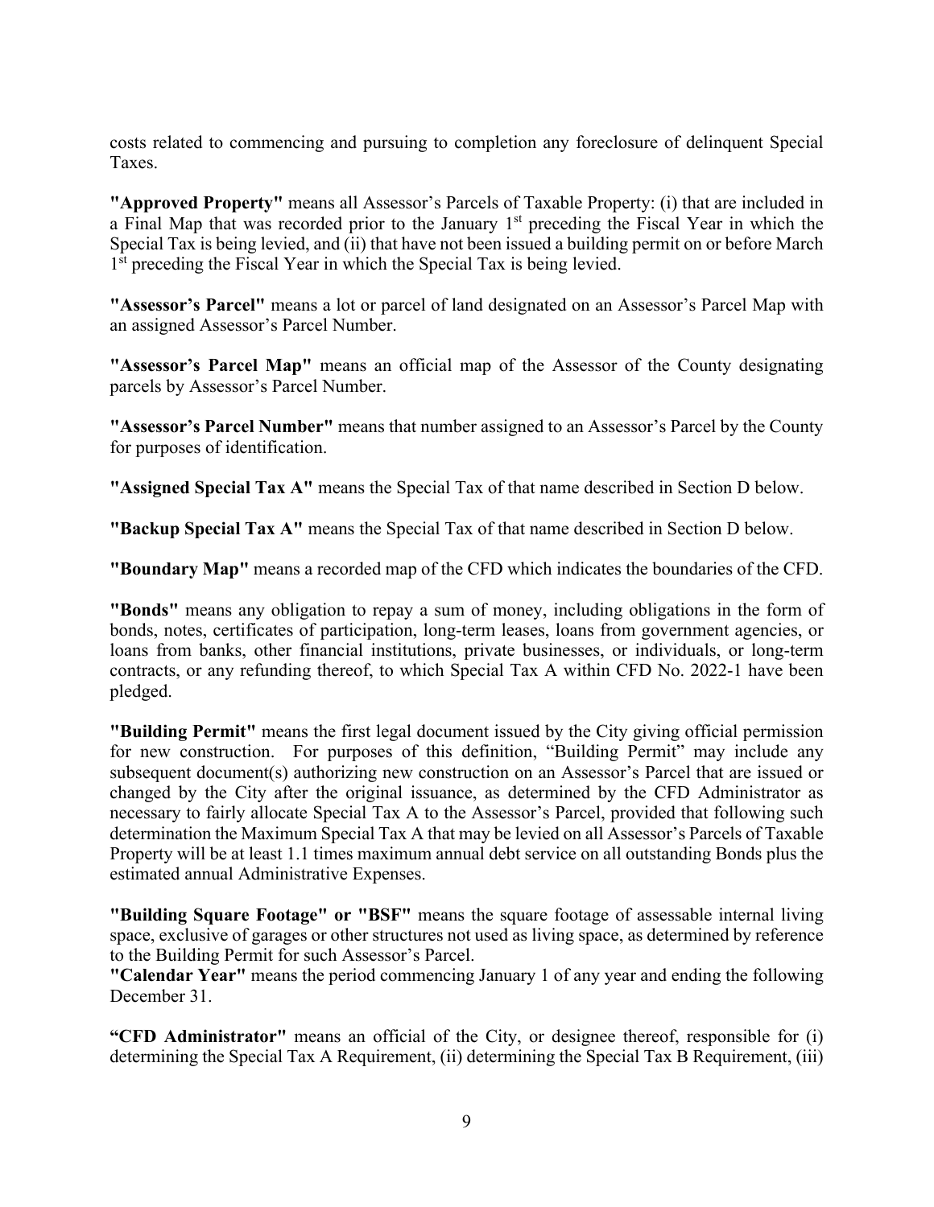costs related to commencing and pursuing to completion any foreclosure of delinquent Special Taxes.

**"Approved Property"** means all Assessor's Parcels of Taxable Property: (i) that are included in a Final Map that was recorded prior to the January 1st preceding the Fiscal Year in which the Special Tax is being levied, and (ii) that have not been issued a building permit on or before March 1st preceding the Fiscal Year in which the Special Tax is being levied.

**"Assessor's Parcel"** means a lot or parcel of land designated on an Assessor's Parcel Map with an assigned Assessor's Parcel Number.

**"Assessor's Parcel Map"** means an official map of the Assessor of the County designating parcels by Assessor's Parcel Number.

**"Assessor's Parcel Number"** means that number assigned to an Assessor's Parcel by the County for purposes of identification.

**"Assigned Special Tax A"** means the Special Tax of that name described in Section D below.

**"Backup Special Tax A"** means the Special Tax of that name described in Section D below.

**"Boundary Map"** means a recorded map of the CFD which indicates the boundaries of the CFD.

**"Bonds"** means any obligation to repay a sum of money, including obligations in the form of bonds, notes, certificates of participation, long-term leases, loans from government agencies, or loans from banks, other financial institutions, private businesses, or individuals, or long-term contracts, or any refunding thereof, to which Special Tax A within CFD No. 2022-1 have been pledged.

**"Building Permit"** means the first legal document issued by the City giving official permission for new construction. For purposes of this definition, "Building Permit" may include any subsequent document(s) authorizing new construction on an Assessor's Parcel that are issued or changed by the City after the original issuance, as determined by the CFD Administrator as necessary to fairly allocate Special Tax A to the Assessor's Parcel, provided that following such determination the Maximum Special Tax A that may be levied on all Assessor's Parcels of Taxable Property will be at least 1.1 times maximum annual debt service on all outstanding Bonds plus the estimated annual Administrative Expenses.

**"Building Square Footage" or "BSF"** means the square footage of assessable internal living space, exclusive of garages or other structures not used as living space, as determined by reference to the Building Permit for such Assessor's Parcel.

**"Calendar Year"** means the period commencing January 1 of any year and ending the following December 31.

**"CFD Administrator"** means an official of the City, or designee thereof, responsible for (i) determining the Special Tax A Requirement, (ii) determining the Special Tax B Requirement, (iii)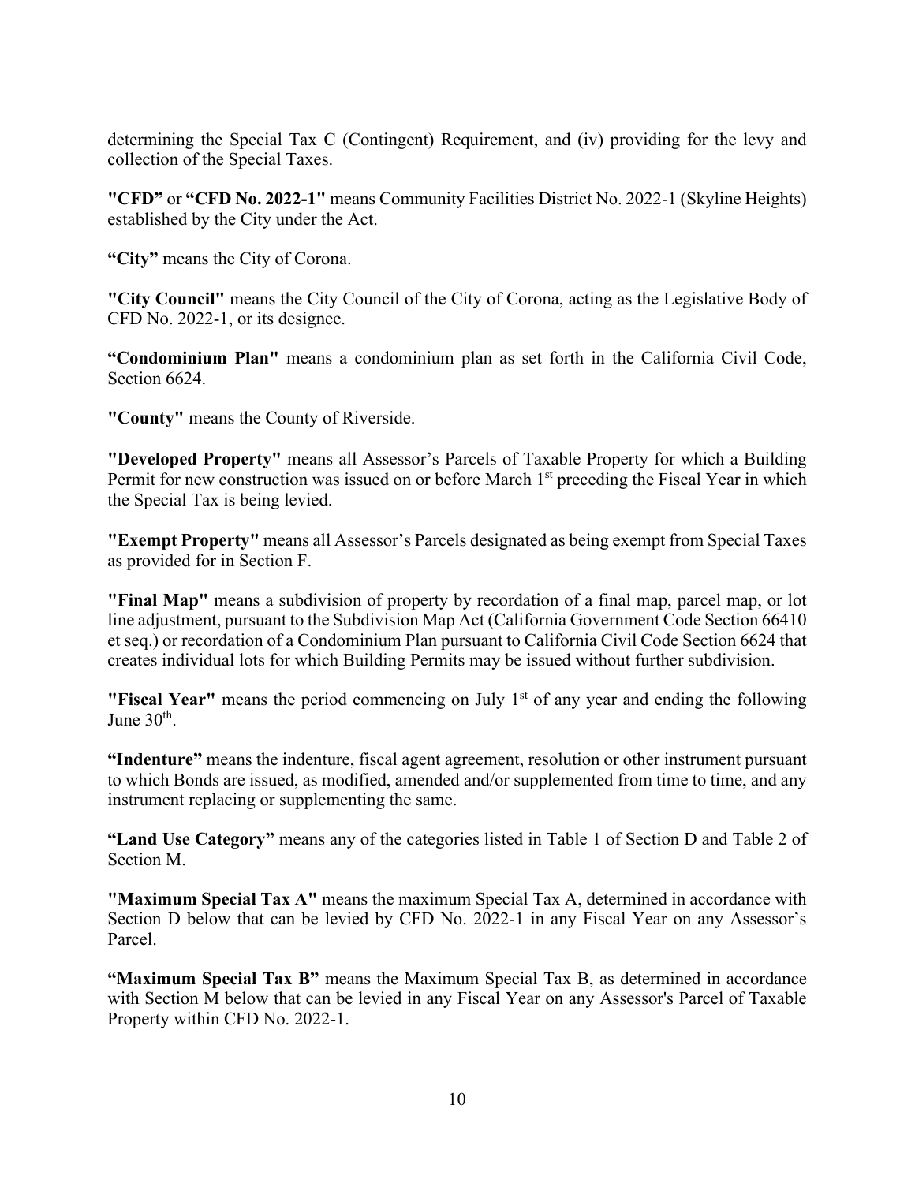determining the Special Tax C (Contingent) Requirement, and (iv) providing for the levy and collection of the Special Taxes.

**"CFD"** or **"CFD No. 2022-1"** means Community Facilities District No. 2022-1 (Skyline Heights) established by the City under the Act.

**"City"** means the City of Corona.

**"City Council"** means the City Council of the City of Corona, acting as the Legislative Body of CFD No. 2022-1, or its designee.

**"Condominium Plan"** means a condominium plan as set forth in the California Civil Code, Section 6624.

**"County"** means the County of Riverside.

**"Developed Property"** means all Assessor's Parcels of Taxable Property for which a Building Permit for new construction was issued on or before March 1st preceding the Fiscal Year in which the Special Tax is being levied.

**"Exempt Property"** means all Assessor's Parcels designated as being exempt from Special Taxes as provided for in Section F.

**"Final Map"** means a subdivision of property by recordation of a final map, parcel map, or lot line adjustment, pursuant to the Subdivision Map Act (California Government Code Section 66410 et seq.) or recordation of a Condominium Plan pursuant to California Civil Code Section 6624 that creates individual lots for which Building Permits may be issued without further subdivision.

**"Fiscal Year"** means the period commencing on July 1st of any year and ending the following June 30th.

**"Indenture"** means the indenture, fiscal agent agreement, resolution or other instrument pursuant to which Bonds are issued, as modified, amended and/or supplemented from time to time, and any instrument replacing or supplementing the same.

**"Land Use Category"** means any of the categories listed in Table 1 of Section D and Table 2 of Section M.

**"Maximum Special Tax A"** means the maximum Special Tax A, determined in accordance with Section D below that can be levied by CFD No. 2022-1 in any Fiscal Year on any Assessor's Parcel.

**"Maximum Special Tax B"** means the Maximum Special Tax B, as determined in accordance with Section M below that can be levied in any Fiscal Year on any Assessor's Parcel of Taxable Property within CFD No. 2022-1.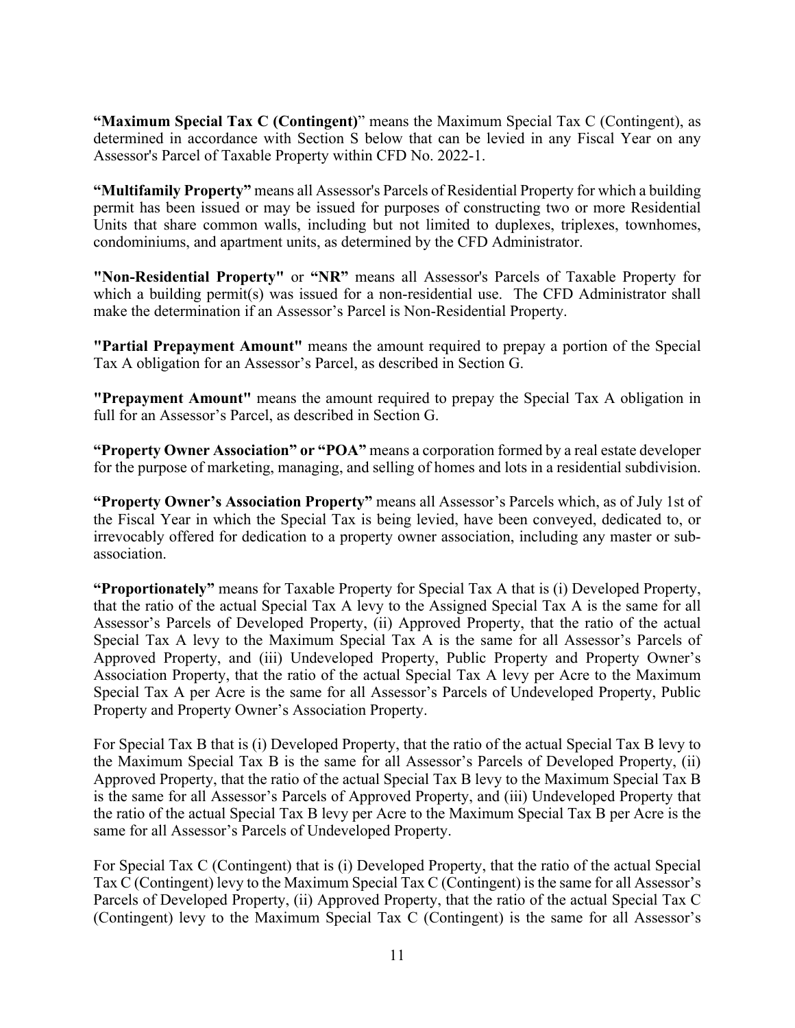**"Maximum Special Tax C (Contingent)**" means the Maximum Special Tax C (Contingent), as determined in accordance with Section S below that can be levied in any Fiscal Year on any Assessor's Parcel of Taxable Property within CFD No. 2022-1.

**"Multifamily Property"** means all Assessor's Parcels of Residential Property for which a building permit has been issued or may be issued for purposes of constructing two or more Residential Units that share common walls, including but not limited to duplexes, triplexes, townhomes, condominiums, and apartment units, as determined by the CFD Administrator.

**"Non-Residential Property"** or **"NR"** means all Assessor's Parcels of Taxable Property for which a building permit(s) was issued for a non-residential use. The CFD Administrator shall make the determination if an Assessor's Parcel is Non-Residential Property.

**"Partial Prepayment Amount"** means the amount required to prepay a portion of the Special Tax A obligation for an Assessor's Parcel, as described in Section G.

**"Prepayment Amount"** means the amount required to prepay the Special Tax A obligation in full for an Assessor's Parcel, as described in Section G.

**"Property Owner Association" or "POA"** means a corporation formed by a real estate developer for the purpose of marketing, managing, and selling of homes and lots in a residential subdivision.

**"Property Owner's Association Property"** means all Assessor's Parcels which, as of July 1st of the Fiscal Year in which the Special Tax is being levied, have been conveyed, dedicated to, or irrevocably offered for dedication to a property owner association, including any master or sub-association.

**"Proportionately"** means for Taxable Property for Special Tax A that is (i) Developed Property, that the ratio of the actual Special Tax A levy to the Assigned Special Tax A is the same for all Assessor's Parcels of Developed Property, (ii) Approved Property, that the ratio of the actual Special Tax A levy to the Maximum Special Tax A is the same for all Assessor's Parcels of Approved Property, and (iii) Undeveloped Property, Public Property and Property Owner's Association Property, that the ratio of the actual Special Tax A levy per Acre to the Maximum Special Tax A per Acre is the same for all Assessor's Parcels of Undeveloped Property, Public Property and Property Owner's Association Property.

For Special Tax B that is (i) Developed Property, that the ratio of the actual Special Tax B levy to the Maximum Special Tax B is the same for all Assessor's Parcels of Developed Property, (ii) Approved Property, that the ratio of the actual Special Tax B levy to the Maximum Special Tax B is the same for all Assessor's Parcels of Approved Property, and (iii) Undeveloped Property that the ratio of the actual Special Tax B levy per Acre to the Maximum Special Tax B per Acre is the same for all Assessor's Parcels of Undeveloped Property.

For Special Tax C (Contingent) that is (i) Developed Property, that the ratio of the actual Special Tax C (Contingent) levy to the Maximum Special Tax C (Contingent) is the same for all Assessor's Parcels of Developed Property, (ii) Approved Property, that the ratio of the actual Special Tax C (Contingent) levy to the Maximum Special Tax C (Contingent) is the same for all Assessor's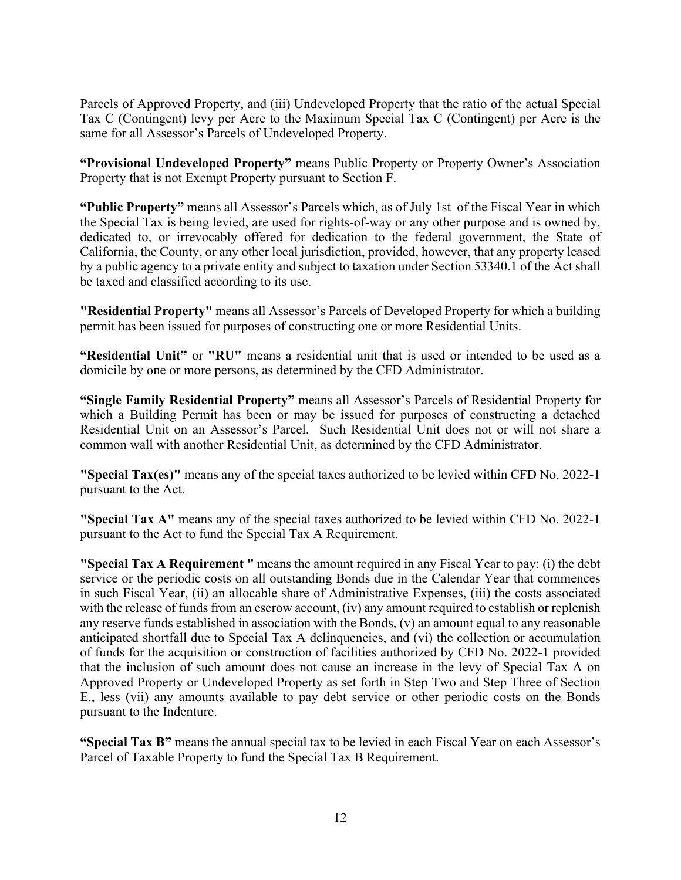Parcels of Approved Property, and (iii) Undeveloped Property that the ratio of the actual Special Tax C (Contingent) levy per Acre to the Maximum Special Tax C (Contingent) per Acre is the same for all Assessor's Parcels of Undeveloped Property.

**"Provisional Undeveloped Property"** means Public Property or Property Owner's Association Property that is not Exempt Property pursuant to Section F.

**"Public Property"** means all Assessor's Parcels which, as of July 1st of the Fiscal Year in which the Special Tax is being levied, are used for rights-of-way or any other purpose and is owned by, dedicated to, or irrevocably offered for dedication to the federal government, the State of California, the County, or any other local jurisdiction, provided, however, that any property leased by a public agency to a private entity and subject to taxation under Section 53340.1 of the Act shall be taxed and classified according to its use.

**"Residential Property"** means all Assessor's Parcels of Developed Property for which a building permit has been issued for purposes of constructing one or more Residential Units.

**"Residential Unit"** or **"RU"** means a residential unit that is used or intended to be used as a domicile by one or more persons, as determined by the CFD Administrator.

**"Single Family Residential Property"** means all Assessor's Parcels of Residential Property for which a Building Permit has been or may be issued for purposes of constructing a detached Residential Unit on an Assessor's Parcel. Such Residential Unit does not or will not share a common wall with another Residential Unit, as determined by the CFD Administrator.

**"Special Tax(es)"** means any of the special taxes authorized to be levied within CFD No. 2022-1 pursuant to the Act.

**"Special Tax A"** means any of the special taxes authorized to be levied within CFD No. 2022-1 pursuant to the Act to fund the Special Tax A Requirement.

**"Special Tax A Requirement "** means the amount required in any Fiscal Year to pay: (i) the debt service or the periodic costs on all outstanding Bonds due in the Calendar Year that commences in such Fiscal Year, (ii) an allocable share of Administrative Expenses, (iii) the costs associated with the release of funds from an escrow account, (iv) any amount required to establish or replenish any reserve funds established in association with the Bonds, (v) an amount equal to any reasonable anticipated shortfall due to Special Tax A delinquencies, and (vi) the collection or accumulation of funds for the acquisition or construction of facilities authorized by CFD No. 2022-1 provided that the inclusion of such amount does not cause an increase in the levy of Special Tax A on Approved Property or Undeveloped Property as set forth in Step Two and Step Three of Section E., less (vii) any amounts available to pay debt service or other periodic costs on the Bonds pursuant to the Indenture.

**"Special Tax B"** means the annual special tax to be levied in each Fiscal Year on each Assessor's Parcel of Taxable Property to fund the Special Tax B Requirement.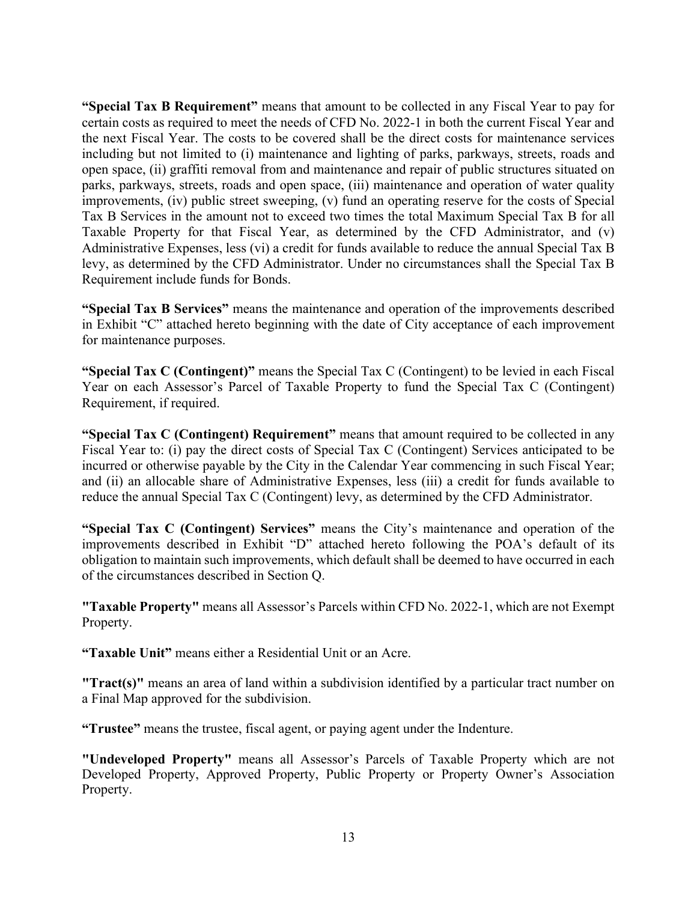**"Special Tax B Requirement"** means that amount to be collected in any Fiscal Year to pay for certain costs as required to meet the needs of CFD No. 2022-1 in both the current Fiscal Year and the next Fiscal Year. The costs to be covered shall be the direct costs for maintenance services including but not limited to (i) maintenance and lighting of parks, parkways, streets, roads and open space, (ii) graffiti removal from and maintenance and repair of public structures situated on parks, parkways, streets, roads and open space, (iii) maintenance and operation of water quality improvements, (iv) public street sweeping, (v) fund an operating reserve for the costs of Special Tax B Services in the amount not to exceed two times the total Maximum Special Tax B for all Taxable Property for that Fiscal Year, as determined by the CFD Administrator, and (v) Administrative Expenses, less (vi) a credit for funds available to reduce the annual Special Tax B levy, as determined by the CFD Administrator. Under no circumstances shall the Special Tax B Requirement include funds for Bonds.

**"Special Tax B Services"** means the maintenance and operation of the improvements described in Exhibit "C" attached hereto beginning with the date of City acceptance of each improvement for maintenance purposes.

**"Special Tax C (Contingent)"** means the Special Tax C (Contingent) to be levied in each Fiscal Year on each Assessor's Parcel of Taxable Property to fund the Special Tax C (Contingent) Requirement, if required.

**"Special Tax C (Contingent) Requirement"** means that amount required to be collected in any Fiscal Year to: (i) pay the direct costs of Special Tax C (Contingent) Services anticipated to be incurred or otherwise payable by the City in the Calendar Year commencing in such Fiscal Year; and (ii) an allocable share of Administrative Expenses, less (iii) a credit for funds available to reduce the annual Special Tax C (Contingent) levy, as determined by the CFD Administrator.

**"Special Tax C (Contingent) Services"** means the City's maintenance and operation of the improvements described in Exhibit "D" attached hereto following the POA's default of its obligation to maintain such improvements, which default shall be deemed to have occurred in each of the circumstances described in Section Q.

**"Taxable Property"** means all Assessor's Parcels within CFD No. 2022-1, which are not Exempt Property.

**"Taxable Unit"** means either a Residential Unit or an Acre.

**"Tract(s)"** means an area of land within a subdivision identified by a particular tract number on a Final Map approved for the subdivision.

**"Trustee"** means the trustee, fiscal agent, or paying agent under the Indenture.

**"Undeveloped Property"** means all Assessor's Parcels of Taxable Property which are not Developed Property, Approved Property, Public Property or Property Owner's Association Property.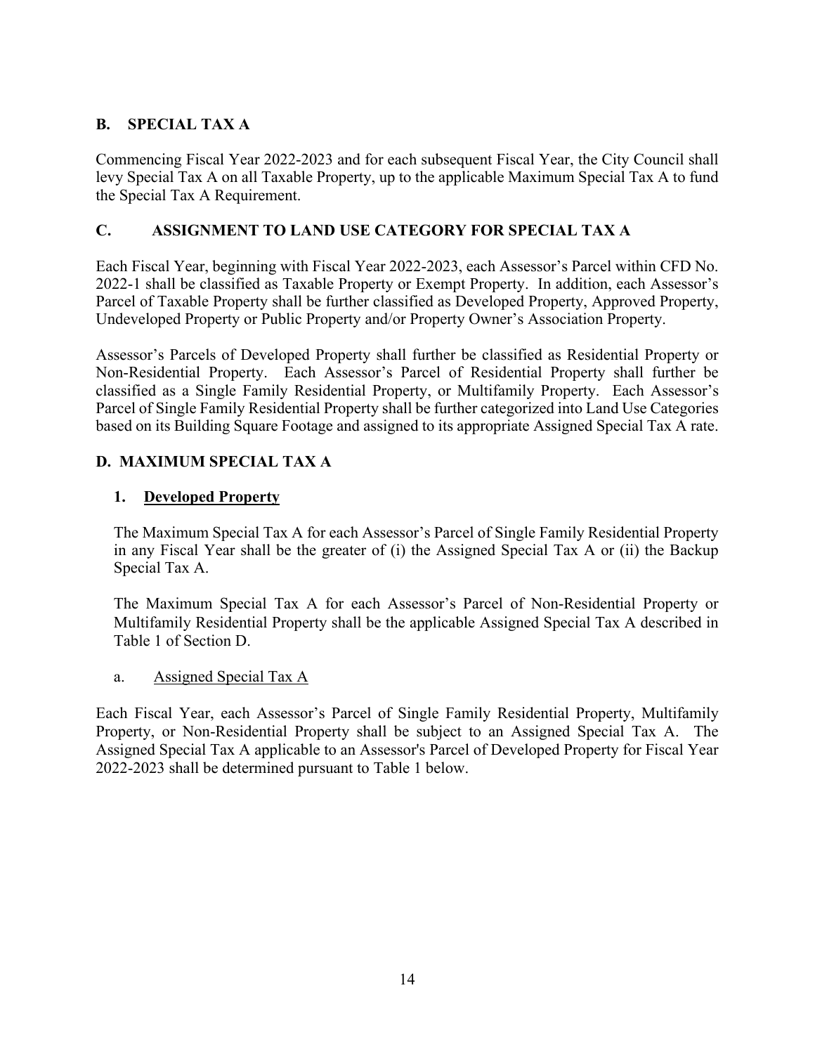## B. SPECIAL TAX A

Commencing Fiscal Year 2022-2023 and for each subsequent Fiscal Year, the City Council shall levy Special Tax A on all Taxable Property, up to the applicable Maximum Special Tax A to fund the Special Tax A Requirement.

## C. ASSIGNMENT TO LAND USE CATEGORY FOR SPECIAL TAX A

Each Fiscal Year, beginning with Fiscal Year 2022-2023, each Assessor's Parcel within CFD No. 2022-1 shall be classified as Taxable Property or Exempt Property. In addition, each Assessor's Parcel of Taxable Property shall be further classified as Developed Property, Approved Property, Undeveloped Property or Public Property and/or Property Owner's Association Property.

Assessor's Parcels of Developed Property shall further be classified as Residential Property or Non-Residential Property. Each Assessor's Parcel of Residential Property shall further be classified as a Single Family Residential Property, or Multifamily Property. Each Assessor's Parcel of Single Family Residential Property shall be further categorized into Land Use Categories based on its Building Square Footage and assigned to its appropriate Assigned Special Tax A rate.

## D. MAXIMUM SPECIAL TAX A

### 1. Developed Property

The Maximum Special Tax A for each Assessor's Parcel of Single Family Residential Property in any Fiscal Year shall be the greater of (i) the Assigned Special Tax A or (ii) the Backup Special Tax A.

The Maximum Special Tax A for each Assessor's Parcel of Non-Residential Property or Multifamily Residential Property shall be the applicable Assigned Special Tax A described in Table 1 of Section D.

a. Assigned Special Tax A

Each Fiscal Year, each Assessor's Parcel of Single Family Residential Property, Multifamily Property, or Non-Residential Property shall be subject to an Assigned Special Tax A. The Assigned Special Tax A applicable to an Assessor's Parcel of Developed Property for Fiscal Year 2022-2023 shall be determined pursuant to Table 1 below.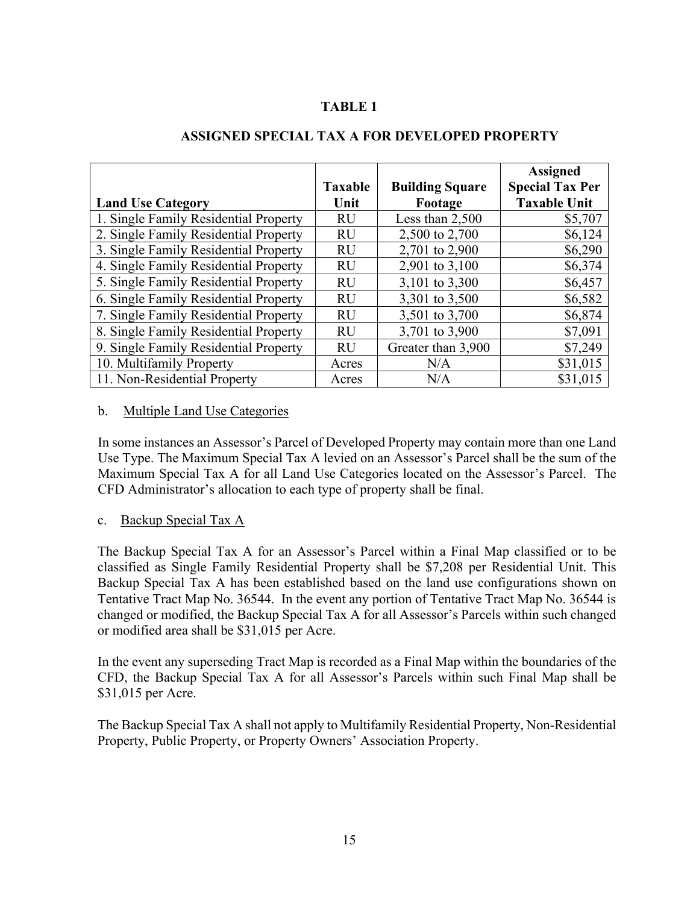**TABLE 1**

**ASSIGNED SPECIAL TAX A FOR DEVELOPED PROPERTY**

| Land Use Category | Taxable Unit | Building Square Footage | Assigned Special Tax Per Taxable Unit |
|---|---|---|---|
| 1. Single Family Residential Property | RU | Less than 2,500 | $5,707 |
| 2. Single Family Residential Property | RU | 2,500 to 2,700 | $6,124 |
| 3. Single Family Residential Property | RU | 2,701 to 2,900 | $6,290 |
| 4. Single Family Residential Property | RU | 2,901 to 3,100 | $6,374 |
| 5. Single Family Residential Property | RU | 3,101 to 3,300 | $6,457 |
| 6. Single Family Residential Property | RU | 3,301 to 3,500 | $6,582 |
| 7. Single Family Residential Property | RU | 3,501 to 3,700 | $6,874 |
| 8. Single Family Residential Property | RU | 3,701 to 3,900 | $7,091 |
| 9. Single Family Residential Property | RU | Greater than 3,900 | $7,249 |
| 10. Multifamily Property | Acres | N/A | $31,015 |
| 11. Non-Residential Property | Acres | N/A | $31,015 |

b. Multiple Land Use Categories

In some instances an Assessor's Parcel of Developed Property may contain more than one Land Use Type. The Maximum Special Tax A levied on an Assessor's Parcel shall be the sum of the Maximum Special Tax A for all Land Use Categories located on the Assessor's Parcel. The CFD Administrator's allocation to each type of property shall be final.

c. Backup Special Tax A

The Backup Special Tax A for an Assessor's Parcel within a Final Map classified or to be classified as Single Family Residential Property shall be $7,208 per Residential Unit. This Backup Special Tax A has been established based on the land use configurations shown on Tentative Tract Map No. 36544. In the event any portion of Tentative Tract Map No. 36544 is changed or modified, the Backup Special Tax A for all Assessor's Parcels within such changed or modified area shall be $31,015 per Acre.

In the event any superseding Tract Map is recorded as a Final Map within the boundaries of the CFD, the Backup Special Tax A for all Assessor's Parcels within such Final Map shall be $31,015 per Acre.

The Backup Special Tax A shall not apply to Multifamily Residential Property, Non-Residential Property, Public Property, or Property Owners' Association Property.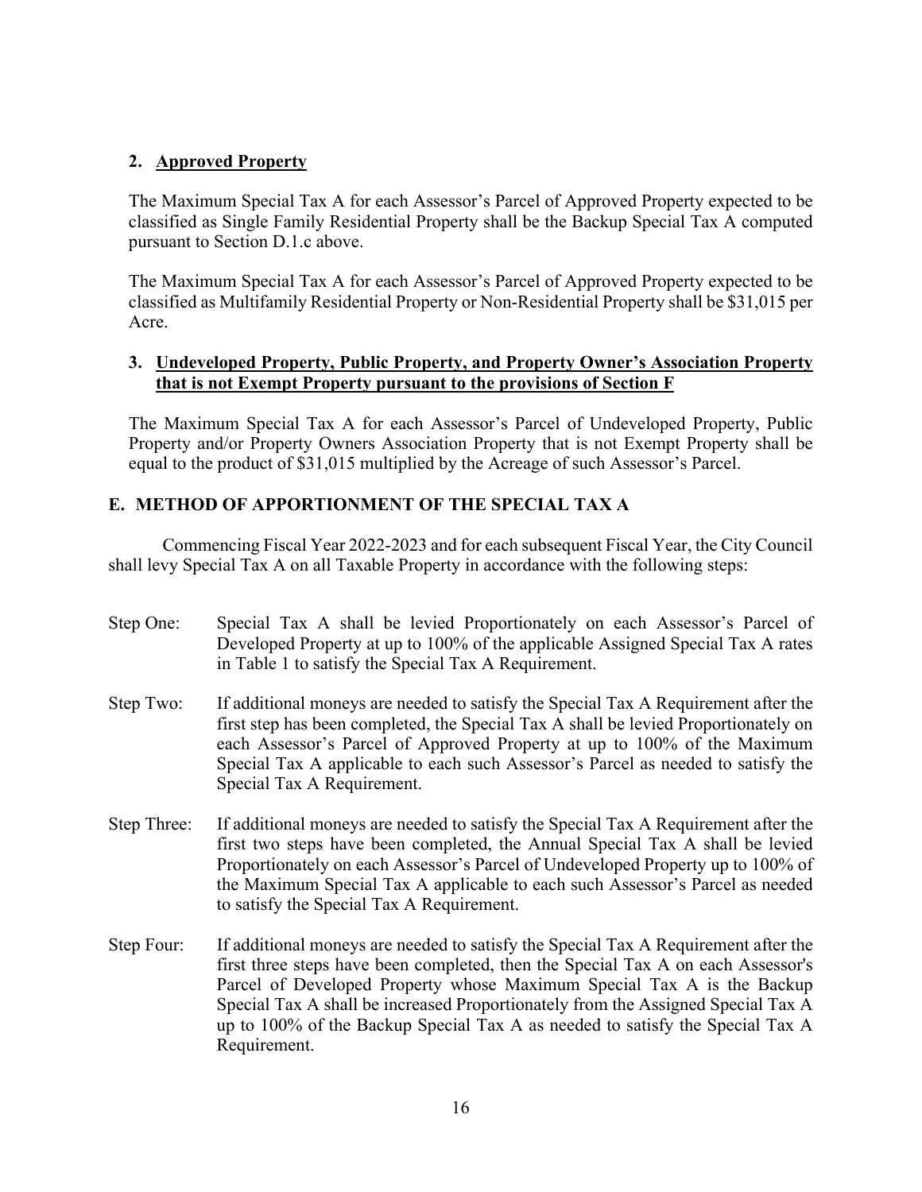### 2. Approved Property

The Maximum Special Tax A for each Assessor's Parcel of Approved Property expected to be classified as Single Family Residential Property shall be the Backup Special Tax A computed pursuant to Section D.1.c above.

The Maximum Special Tax A for each Assessor's Parcel of Approved Property expected to be classified as Multifamily Residential Property or Non-Residential Property shall be $31,015 per Acre.

### 3. Undeveloped Property, Public Property, and Property Owner's Association Property that is not Exempt Property pursuant to the provisions of Section F

The Maximum Special Tax A for each Assessor's Parcel of Undeveloped Property, Public Property and/or Property Owners Association Property that is not Exempt Property shall be equal to the product of $31,015 multiplied by the Acreage of such Assessor's Parcel.

## E. METHOD OF APPORTIONMENT OF THE SPECIAL TAX A

Commencing Fiscal Year 2022-2023 and for each subsequent Fiscal Year, the City Council shall levy Special Tax A on all Taxable Property in accordance with the following steps:

Step One: Special Tax A shall be levied Proportionately on each Assessor's Parcel of Developed Property at up to 100% of the applicable Assigned Special Tax A rates in Table 1 to satisfy the Special Tax A Requirement.

Step Two: If additional moneys are needed to satisfy the Special Tax A Requirement after the first step has been completed, the Special Tax A shall be levied Proportionately on each Assessor's Parcel of Approved Property at up to 100% of the Maximum Special Tax A applicable to each such Assessor's Parcel as needed to satisfy the Special Tax A Requirement.

Step Three: If additional moneys are needed to satisfy the Special Tax A Requirement after the first two steps have been completed, the Annual Special Tax A shall be levied Proportionately on each Assessor's Parcel of Undeveloped Property up to 100% of the Maximum Special Tax A applicable to each such Assessor's Parcel as needed to satisfy the Special Tax A Requirement.

Step Four: If additional moneys are needed to satisfy the Special Tax A Requirement after the first three steps have been completed, then the Special Tax A on each Assessor's Parcel of Developed Property whose Maximum Special Tax A is the Backup Special Tax A shall be increased Proportionately from the Assigned Special Tax A up to 100% of the Backup Special Tax A as needed to satisfy the Special Tax A Requirement.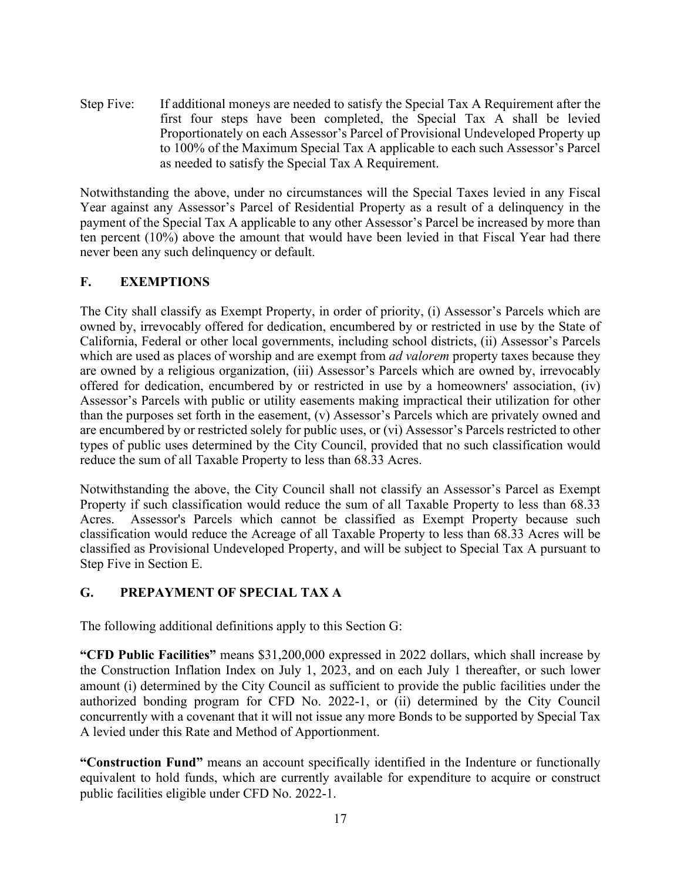Step Five: If additional moneys are needed to satisfy the Special Tax A Requirement after the first four steps have been completed, the Special Tax A shall be levied Proportionately on each Assessor's Parcel of Provisional Undeveloped Property up to 100% of the Maximum Special Tax A applicable to each such Assessor's Parcel as needed to satisfy the Special Tax A Requirement.

Notwithstanding the above, under no circumstances will the Special Taxes levied in any Fiscal Year against any Assessor's Parcel of Residential Property as a result of a delinquency in the payment of the Special Tax A applicable to any other Assessor's Parcel be increased by more than ten percent (10%) above the amount that would have been levied in that Fiscal Year had there never been any such delinquency or default.

## F. EXEMPTIONS

The City shall classify as Exempt Property, in order of priority, (i) Assessor's Parcels which are owned by, irrevocably offered for dedication, encumbered by or restricted in use by the State of California, Federal or other local governments, including school districts, (ii) Assessor's Parcels which are used as places of worship and are exempt from *ad valorem* property taxes because they are owned by a religious organization, (iii) Assessor's Parcels which are owned by, irrevocably offered for dedication, encumbered by or restricted in use by a homeowners' association, (iv) Assessor's Parcels with public or utility easements making impractical their utilization for other than the purposes set forth in the easement, (v) Assessor's Parcels which are privately owned and are encumbered by or restricted solely for public uses, or (vi) Assessor's Parcels restricted to other types of public uses determined by the City Council, provided that no such classification would reduce the sum of all Taxable Property to less than 68.33 Acres.

Notwithstanding the above, the City Council shall not classify an Assessor's Parcel as Exempt Property if such classification would reduce the sum of all Taxable Property to less than 68.33 Acres. Assessor's Parcels which cannot be classified as Exempt Property because such classification would reduce the Acreage of all Taxable Property to less than 68.33 Acres will be classified as Provisional Undeveloped Property, and will be subject to Special Tax A pursuant to Step Five in Section E.

## G. PREPAYMENT OF SPECIAL TAX A

The following additional definitions apply to this Section G:

**"CFD Public Facilities"** means $31,200,000 expressed in 2022 dollars, which shall increase by the Construction Inflation Index on July 1, 2023, and on each July 1 thereafter, or such lower amount (i) determined by the City Council as sufficient to provide the public facilities under the authorized bonding program for CFD No. 2022-1, or (ii) determined by the City Council concurrently with a covenant that it will not issue any more Bonds to be supported by Special Tax A levied under this Rate and Method of Apportionment.

**"Construction Fund"** means an account specifically identified in the Indenture or functionally equivalent to hold funds, which are currently available for expenditure to acquire or construct public facilities eligible under CFD No. 2022-1.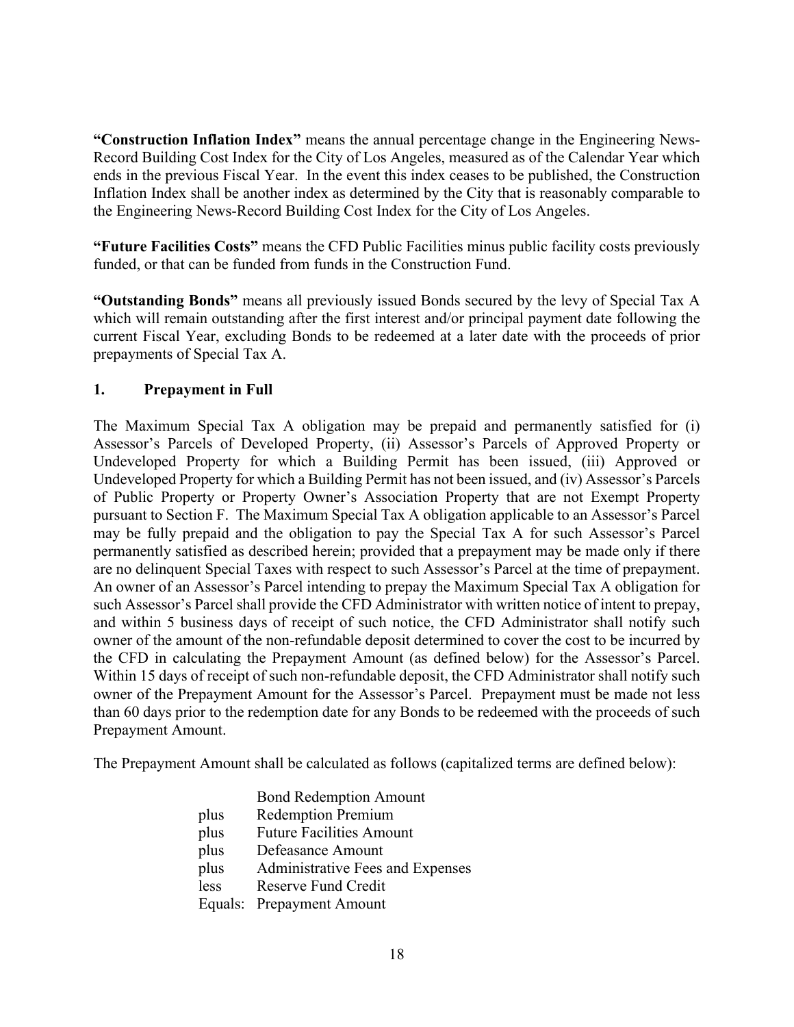**"Construction Inflation Index"** means the annual percentage change in the Engineering News-Record Building Cost Index for the City of Los Angeles, measured as of the Calendar Year which ends in the previous Fiscal Year. In the event this index ceases to be published, the Construction Inflation Index shall be another index as determined by the City that is reasonably comparable to the Engineering News-Record Building Cost Index for the City of Los Angeles.

**"Future Facilities Costs"** means the CFD Public Facilities minus public facility costs previously funded, or that can be funded from funds in the Construction Fund.

**"Outstanding Bonds"** means all previously issued Bonds secured by the levy of Special Tax A which will remain outstanding after the first interest and/or principal payment date following the current Fiscal Year, excluding Bonds to be redeemed at a later date with the proceeds of prior prepayments of Special Tax A.

## 1. Prepayment in Full

The Maximum Special Tax A obligation may be prepaid and permanently satisfied for (i) Assessor's Parcels of Developed Property, (ii) Assessor's Parcels of Approved Property or Undeveloped Property for which a Building Permit has been issued, (iii) Approved or Undeveloped Property for which a Building Permit has not been issued, and (iv) Assessor's Parcels of Public Property or Property Owner's Association Property that are not Exempt Property pursuant to Section F. The Maximum Special Tax A obligation applicable to an Assessor's Parcel may be fully prepaid and the obligation to pay the Special Tax A for such Assessor's Parcel permanently satisfied as described herein; provided that a prepayment may be made only if there are no delinquent Special Taxes with respect to such Assessor's Parcel at the time of prepayment. An owner of an Assessor's Parcel intending to prepay the Maximum Special Tax A obligation for such Assessor's Parcel shall provide the CFD Administrator with written notice of intent to prepay, and within 5 business days of receipt of such notice, the CFD Administrator shall notify such owner of the amount of the non-refundable deposit determined to cover the cost to be incurred by the CFD in calculating the Prepayment Amount (as defined below) for the Assessor's Parcel. Within 15 days of receipt of such non-refundable deposit, the CFD Administrator shall notify such owner of the Prepayment Amount for the Assessor's Parcel. Prepayment must be made not less than 60 days prior to the redemption date for any Bonds to be redeemed with the proceeds of such Prepayment Amount.

The Prepayment Amount shall be calculated as follows (capitalized terms are defined below):

| | |
|---|---|
| | Bond Redemption Amount |
| plus | Redemption Premium |
| plus | Future Facilities Amount |
| plus | Defeasance Amount |
| plus | Administrative Fees and Expenses |
| less | Reserve Fund Credit |
| Equals: | Prepayment Amount |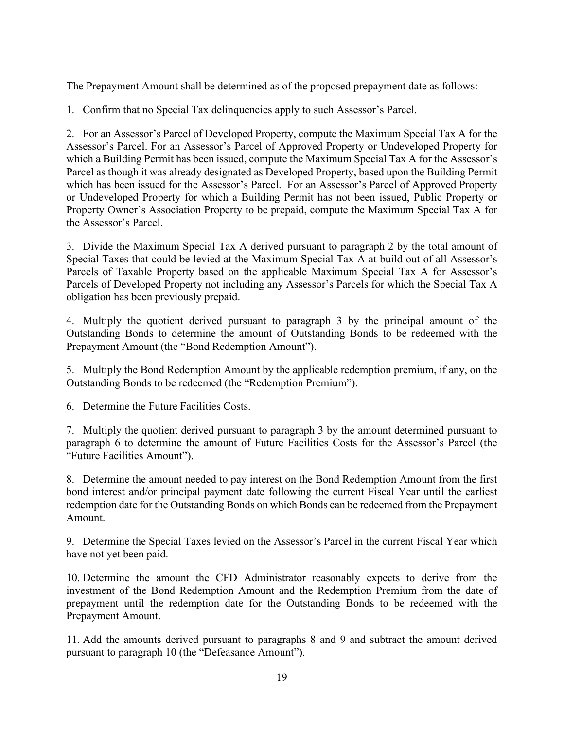The Prepayment Amount shall be determined as of the proposed prepayment date as follows:

1. Confirm that no Special Tax delinquencies apply to such Assessor's Parcel.

2. For an Assessor's Parcel of Developed Property, compute the Maximum Special Tax A for the Assessor's Parcel. For an Assessor's Parcel of Approved Property or Undeveloped Property for which a Building Permit has been issued, compute the Maximum Special Tax A for the Assessor's Parcel as though it was already designated as Developed Property, based upon the Building Permit which has been issued for the Assessor's Parcel. For an Assessor's Parcel of Approved Property or Undeveloped Property for which a Building Permit has not been issued, Public Property or Property Owner's Association Property to be prepaid, compute the Maximum Special Tax A for the Assessor's Parcel.

3. Divide the Maximum Special Tax A derived pursuant to paragraph 2 by the total amount of Special Taxes that could be levied at the Maximum Special Tax A at build out of all Assessor's Parcels of Taxable Property based on the applicable Maximum Special Tax A for Assessor's Parcels of Developed Property not including any Assessor's Parcels for which the Special Tax A obligation has been previously prepaid.

4. Multiply the quotient derived pursuant to paragraph 3 by the principal amount of the Outstanding Bonds to determine the amount of Outstanding Bonds to be redeemed with the Prepayment Amount (the "Bond Redemption Amount").

5. Multiply the Bond Redemption Amount by the applicable redemption premium, if any, on the Outstanding Bonds to be redeemed (the "Redemption Premium").

6. Determine the Future Facilities Costs.

7. Multiply the quotient derived pursuant to paragraph 3 by the amount determined pursuant to paragraph 6 to determine the amount of Future Facilities Costs for the Assessor's Parcel (the "Future Facilities Amount").

8. Determine the amount needed to pay interest on the Bond Redemption Amount from the first bond interest and/or principal payment date following the current Fiscal Year until the earliest redemption date for the Outstanding Bonds on which Bonds can be redeemed from the Prepayment Amount.

9. Determine the Special Taxes levied on the Assessor's Parcel in the current Fiscal Year which have not yet been paid.

10. Determine the amount the CFD Administrator reasonably expects to derive from the investment of the Bond Redemption Amount and the Redemption Premium from the date of prepayment until the redemption date for the Outstanding Bonds to be redeemed with the Prepayment Amount.

11. Add the amounts derived pursuant to paragraphs 8 and 9 and subtract the amount derived pursuant to paragraph 10 (the "Defeasance Amount").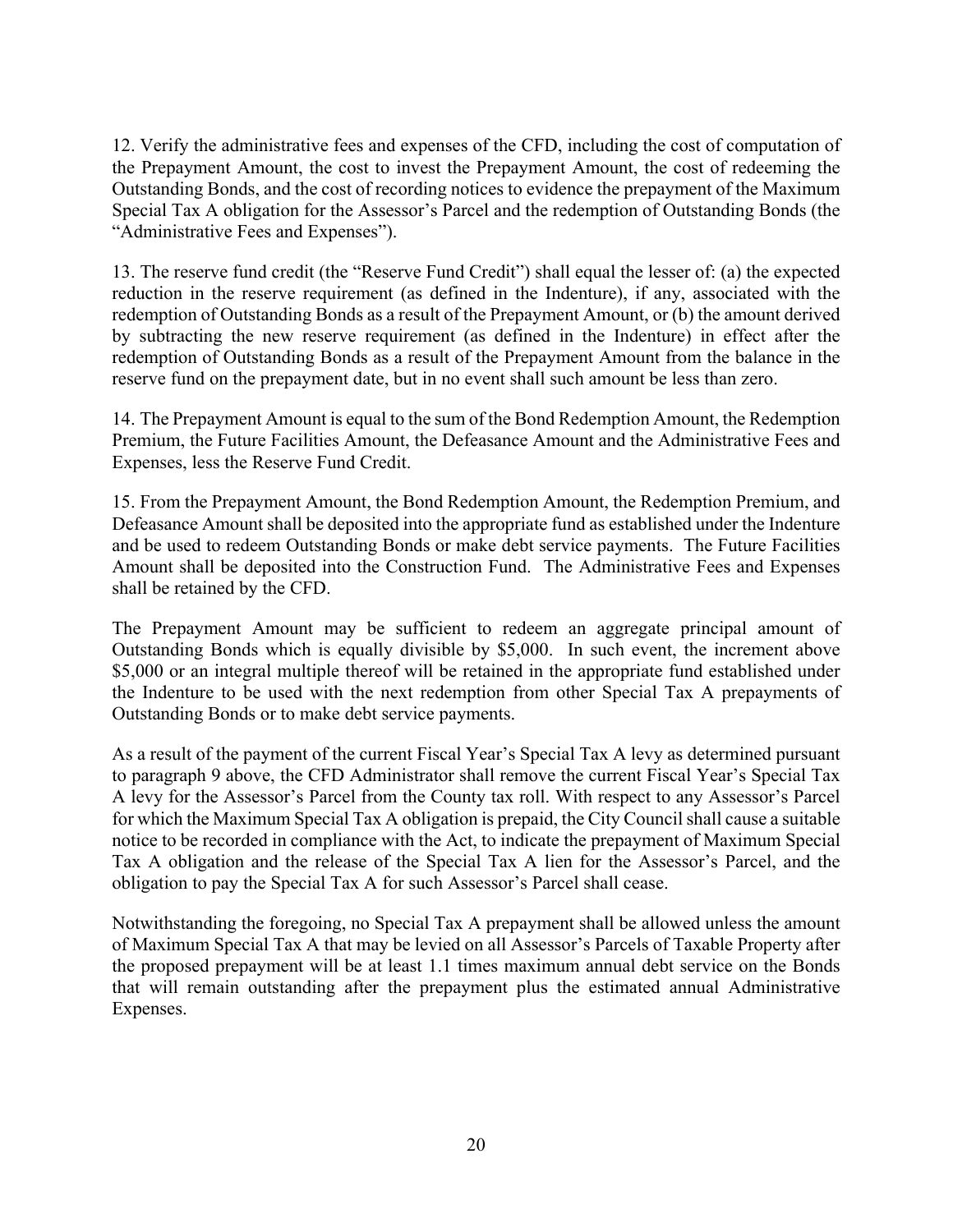12. Verify the administrative fees and expenses of the CFD, including the cost of computation of the Prepayment Amount, the cost to invest the Prepayment Amount, the cost of redeeming the Outstanding Bonds, and the cost of recording notices to evidence the prepayment of the Maximum Special Tax A obligation for the Assessor's Parcel and the redemption of Outstanding Bonds (the "Administrative Fees and Expenses").

13. The reserve fund credit (the "Reserve Fund Credit") shall equal the lesser of: (a) the expected reduction in the reserve requirement (as defined in the Indenture), if any, associated with the redemption of Outstanding Bonds as a result of the Prepayment Amount, or (b) the amount derived by subtracting the new reserve requirement (as defined in the Indenture) in effect after the redemption of Outstanding Bonds as a result of the Prepayment Amount from the balance in the reserve fund on the prepayment date, but in no event shall such amount be less than zero.

14. The Prepayment Amount is equal to the sum of the Bond Redemption Amount, the Redemption Premium, the Future Facilities Amount, the Defeasance Amount and the Administrative Fees and Expenses, less the Reserve Fund Credit.

15. From the Prepayment Amount, the Bond Redemption Amount, the Redemption Premium, and Defeasance Amount shall be deposited into the appropriate fund as established under the Indenture and be used to redeem Outstanding Bonds or make debt service payments. The Future Facilities Amount shall be deposited into the Construction Fund. The Administrative Fees and Expenses shall be retained by the CFD.

The Prepayment Amount may be sufficient to redeem an aggregate principal amount of Outstanding Bonds which is equally divisible by $5,000. In such event, the increment above $5,000 or an integral multiple thereof will be retained in the appropriate fund established under the Indenture to be used with the next redemption from other Special Tax A prepayments of Outstanding Bonds or to make debt service payments.

As a result of the payment of the current Fiscal Year's Special Tax A levy as determined pursuant to paragraph 9 above, the CFD Administrator shall remove the current Fiscal Year's Special Tax A levy for the Assessor's Parcel from the County tax roll. With respect to any Assessor's Parcel for which the Maximum Special Tax A obligation is prepaid, the City Council shall cause a suitable notice to be recorded in compliance with the Act, to indicate the prepayment of Maximum Special Tax A obligation and the release of the Special Tax A lien for the Assessor's Parcel, and the obligation to pay the Special Tax A for such Assessor's Parcel shall cease.

Notwithstanding the foregoing, no Special Tax A prepayment shall be allowed unless the amount of Maximum Special Tax A that may be levied on all Assessor's Parcels of Taxable Property after the proposed prepayment will be at least 1.1 times maximum annual debt service on the Bonds that will remain outstanding after the prepayment plus the estimated annual Administrative Expenses.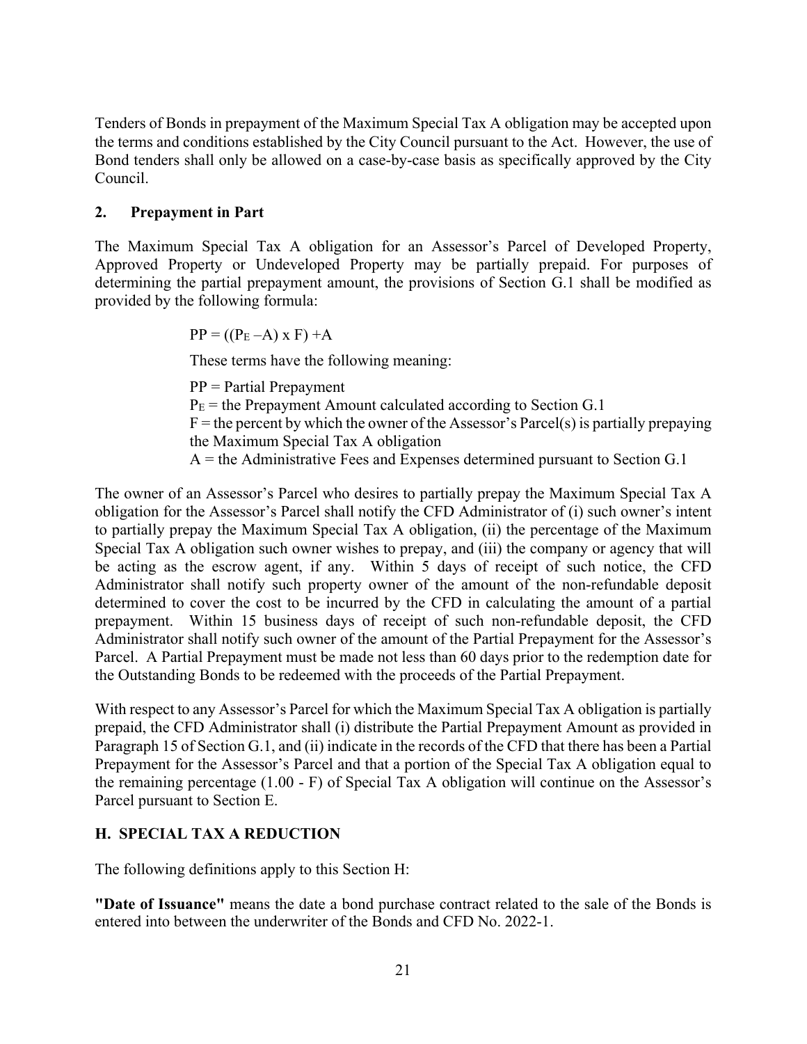Tenders of Bonds in prepayment of the Maximum Special Tax A obligation may be accepted upon the terms and conditions established by the City Council pursuant to the Act. However, the use of Bond tenders shall only be allowed on a case-by-case basis as specifically approved by the City Council.

### 2. Prepayment in Part

The Maximum Special Tax A obligation for an Assessor's Parcel of Developed Property, Approved Property or Undeveloped Property may be partially prepaid. For purposes of determining the partial prepayment amount, the provisions of Section G.1 shall be modified as provided by the following formula:

$$PP = ((P_E - A) \times F) + A$$

These terms have the following meaning:

PP = Partial Prepayment
$P_E$ = the Prepayment Amount calculated according to Section G.1
F = the percent by which the owner of the Assessor's Parcel(s) is partially prepaying the Maximum Special Tax A obligation
A = the Administrative Fees and Expenses determined pursuant to Section G.1

The owner of an Assessor's Parcel who desires to partially prepay the Maximum Special Tax A obligation for the Assessor's Parcel shall notify the CFD Administrator of (i) such owner's intent to partially prepay the Maximum Special Tax A obligation, (ii) the percentage of the Maximum Special Tax A obligation such owner wishes to prepay, and (iii) the company or agency that will be acting as the escrow agent, if any. Within 5 days of receipt of such notice, the CFD Administrator shall notify such property owner of the amount of the non-refundable deposit determined to cover the cost to be incurred by the CFD in calculating the amount of a partial prepayment. Within 15 business days of receipt of such non-refundable deposit, the CFD Administrator shall notify such owner of the amount of the Partial Prepayment for the Assessor's Parcel. A Partial Prepayment must be made not less than 60 days prior to the redemption date for the Outstanding Bonds to be redeemed with the proceeds of the Partial Prepayment.

With respect to any Assessor's Parcel for which the Maximum Special Tax A obligation is partially prepaid, the CFD Administrator shall (i) distribute the Partial Prepayment Amount as provided in Paragraph 15 of Section G.1, and (ii) indicate in the records of the CFD that there has been a Partial Prepayment for the Assessor's Parcel and that a portion of the Special Tax A obligation equal to the remaining percentage (1.00 - F) of Special Tax A obligation will continue on the Assessor's Parcel pursuant to Section E.

## H. SPECIAL TAX A REDUCTION

The following definitions apply to this Section H:

**"Date of Issuance"** means the date a bond purchase contract related to the sale of the Bonds is entered into between the underwriter of the Bonds and CFD No. 2022-1.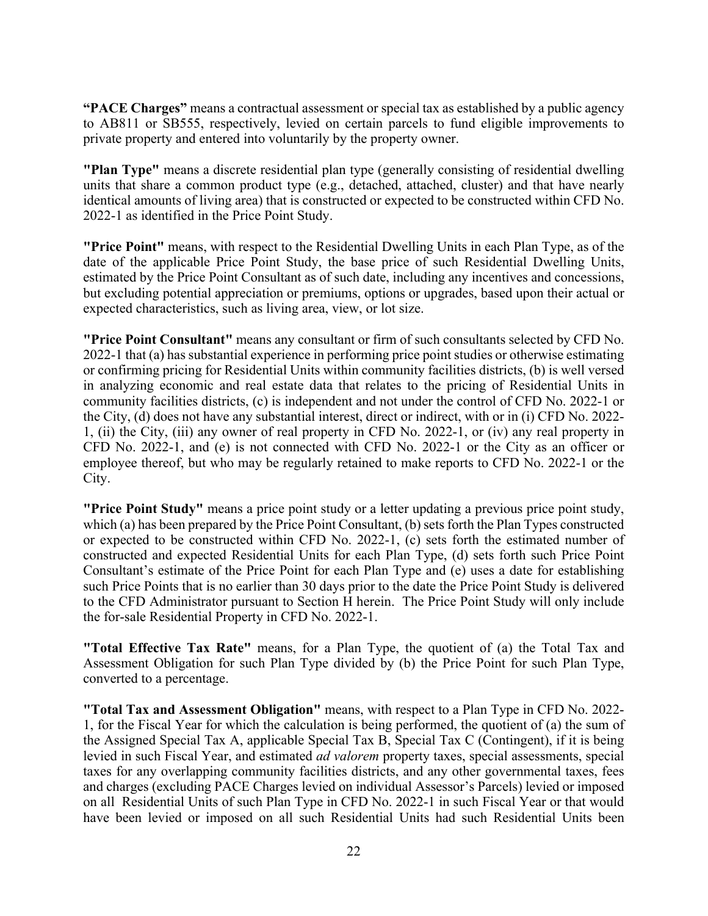**"PACE Charges"** means a contractual assessment or special tax as established by a public agency to AB811 or SB555, respectively, levied on certain parcels to fund eligible improvements to private property and entered into voluntarily by the property owner.

**"Plan Type"** means a discrete residential plan type (generally consisting of residential dwelling units that share a common product type (e.g., detached, attached, cluster) and that have nearly identical amounts of living area) that is constructed or expected to be constructed within CFD No. 2022-1 as identified in the Price Point Study.

**"Price Point"** means, with respect to the Residential Dwelling Units in each Plan Type, as of the date of the applicable Price Point Study, the base price of such Residential Dwelling Units, estimated by the Price Point Consultant as of such date, including any incentives and concessions, but excluding potential appreciation or premiums, options or upgrades, based upon their actual or expected characteristics, such as living area, view, or lot size.

**"Price Point Consultant"** means any consultant or firm of such consultants selected by CFD No. 2022-1 that (a) has substantial experience in performing price point studies or otherwise estimating or confirming pricing for Residential Units within community facilities districts, (b) is well versed in analyzing economic and real estate data that relates to the pricing of Residential Units in community facilities districts, (c) is independent and not under the control of CFD No. 2022-1 or the City, (d) does not have any substantial interest, direct or indirect, with or in (i) CFD No. 2022-1, (ii) the City, (iii) any owner of real property in CFD No. 2022-1, or (iv) any real property in CFD No. 2022-1, and (e) is not connected with CFD No. 2022-1 or the City as an officer or employee thereof, but who may be regularly retained to make reports to CFD No. 2022-1 or the City.

**"Price Point Study"** means a price point study or a letter updating a previous price point study, which (a) has been prepared by the Price Point Consultant, (b) sets forth the Plan Types constructed or expected to be constructed within CFD No. 2022-1, (c) sets forth the estimated number of constructed and expected Residential Units for each Plan Type, (d) sets forth such Price Point Consultant's estimate of the Price Point for each Plan Type and (e) uses a date for establishing such Price Points that is no earlier than 30 days prior to the date the Price Point Study is delivered to the CFD Administrator pursuant to Section H herein. The Price Point Study will only include the for-sale Residential Property in CFD No. 2022-1.

**"Total Effective Tax Rate"** means, for a Plan Type, the quotient of (a) the Total Tax and Assessment Obligation for such Plan Type divided by (b) the Price Point for such Plan Type, converted to a percentage.

**"Total Tax and Assessment Obligation"** means, with respect to a Plan Type in CFD No. 2022-1, for the Fiscal Year for which the calculation is being performed, the quotient of (a) the sum of the Assigned Special Tax A, applicable Special Tax B, Special Tax C (Contingent), if it is being levied in such Fiscal Year, and estimated *ad valorem* property taxes, special assessments, special taxes for any overlapping community facilities districts, and any other governmental taxes, fees and charges (excluding PACE Charges levied on individual Assessor's Parcels) levied or imposed on all Residential Units of such Plan Type in CFD No. 2022-1 in such Fiscal Year or that would have been levied or imposed on all such Residential Units had such Residential Units been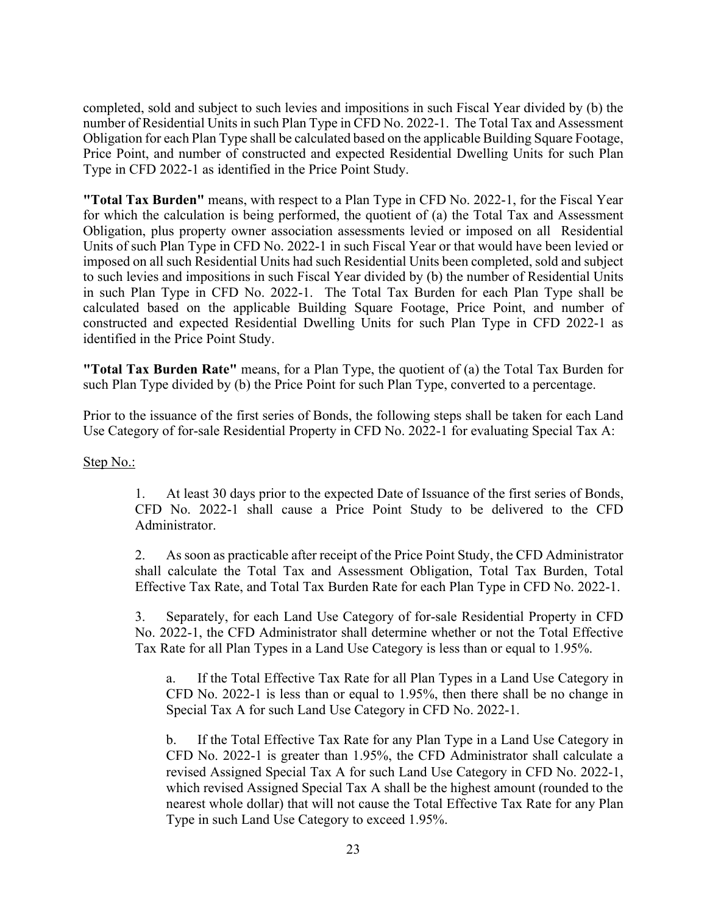completed, sold and subject to such levies and impositions in such Fiscal Year divided by (b) the number of Residential Units in such Plan Type in CFD No. 2022-1. The Total Tax and Assessment Obligation for each Plan Type shall be calculated based on the applicable Building Square Footage, Price Point, and number of constructed and expected Residential Dwelling Units for such Plan Type in CFD 2022-1 as identified in the Price Point Study.

**"Total Tax Burden"** means, with respect to a Plan Type in CFD No. 2022-1, for the Fiscal Year for which the calculation is being performed, the quotient of (a) the Total Tax and Assessment Obligation, plus property owner association assessments levied or imposed on all Residential Units of such Plan Type in CFD No. 2022-1 in such Fiscal Year or that would have been levied or imposed on all such Residential Units had such Residential Units been completed, sold and subject to such levies and impositions in such Fiscal Year divided by (b) the number of Residential Units in such Plan Type in CFD No. 2022-1. The Total Tax Burden for each Plan Type shall be calculated based on the applicable Building Square Footage, Price Point, and number of constructed and expected Residential Dwelling Units for such Plan Type in CFD 2022-1 as identified in the Price Point Study.

**"Total Tax Burden Rate"** means, for a Plan Type, the quotient of (a) the Total Tax Burden for such Plan Type divided by (b) the Price Point for such Plan Type, converted to a percentage.

Prior to the issuance of the first series of Bonds, the following steps shall be taken for each Land Use Category of for-sale Residential Property in CFD No. 2022-1 for evaluating Special Tax A:

<u>Step No.:</u>

1. At least 30 days prior to the expected Date of Issuance of the first series of Bonds, CFD No. 2022-1 shall cause a Price Point Study to be delivered to the CFD Administrator.

2. As soon as practicable after receipt of the Price Point Study, the CFD Administrator shall calculate the Total Tax and Assessment Obligation, Total Tax Burden, Total Effective Tax Rate, and Total Tax Burden Rate for each Plan Type in CFD No. 2022-1.

3. Separately, for each Land Use Category of for-sale Residential Property in CFD No. 2022-1, the CFD Administrator shall determine whether or not the Total Effective Tax Rate for all Plan Types in a Land Use Category is less than or equal to 1.95%.

   a. If the Total Effective Tax Rate for all Plan Types in a Land Use Category in CFD No. 2022-1 is less than or equal to 1.95%, then there shall be no change in Special Tax A for such Land Use Category in CFD No. 2022-1.

   b. If the Total Effective Tax Rate for any Plan Type in a Land Use Category in CFD No. 2022-1 is greater than 1.95%, the CFD Administrator shall calculate a revised Assigned Special Tax A for such Land Use Category in CFD No. 2022-1, which revised Assigned Special Tax A shall be the highest amount (rounded to the nearest whole dollar) that will not cause the Total Effective Tax Rate for any Plan Type in such Land Use Category to exceed 1.95%.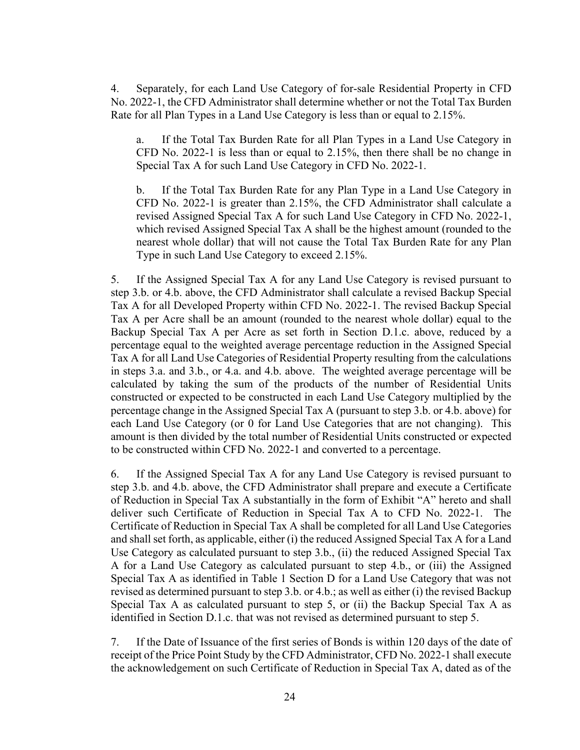4. Separately, for each Land Use Category of for-sale Residential Property in CFD No. 2022-1, the CFD Administrator shall determine whether or not the Total Tax Burden Rate for all Plan Types in a Land Use Category is less than or equal to 2.15%.

   a. If the Total Tax Burden Rate for all Plan Types in a Land Use Category in CFD No. 2022-1 is less than or equal to 2.15%, then there shall be no change in Special Tax A for such Land Use Category in CFD No. 2022-1.

   b. If the Total Tax Burden Rate for any Plan Type in a Land Use Category in CFD No. 2022-1 is greater than 2.15%, the CFD Administrator shall calculate a revised Assigned Special Tax A for such Land Use Category in CFD No. 2022-1, which revised Assigned Special Tax A shall be the highest amount (rounded to the nearest whole dollar) that will not cause the Total Tax Burden Rate for any Plan Type in such Land Use Category to exceed 2.15%.

5. If the Assigned Special Tax A for any Land Use Category is revised pursuant to step 3.b. or 4.b. above, the CFD Administrator shall calculate a revised Backup Special Tax A for all Developed Property within CFD No. 2022-1. The revised Backup Special Tax A per Acre shall be an amount (rounded to the nearest whole dollar) equal to the Backup Special Tax A per Acre as set forth in Section D.1.c. above, reduced by a percentage equal to the weighted average percentage reduction in the Assigned Special Tax A for all Land Use Categories of Residential Property resulting from the calculations in steps 3.a. and 3.b., or 4.a. and 4.b. above. The weighted average percentage will be calculated by taking the sum of the products of the number of Residential Units constructed or expected to be constructed in each Land Use Category multiplied by the percentage change in the Assigned Special Tax A (pursuant to step 3.b. or 4.b. above) for each Land Use Category (or 0 for Land Use Categories that are not changing). This amount is then divided by the total number of Residential Units constructed or expected to be constructed within CFD No. 2022-1 and converted to a percentage.

6. If the Assigned Special Tax A for any Land Use Category is revised pursuant to step 3.b. and 4.b. above, the CFD Administrator shall prepare and execute a Certificate of Reduction in Special Tax A substantially in the form of Exhibit "A" hereto and shall deliver such Certificate of Reduction in Special Tax A to CFD No. 2022-1. The Certificate of Reduction in Special Tax A shall be completed for all Land Use Categories and shall set forth, as applicable, either (i) the reduced Assigned Special Tax A for a Land Use Category as calculated pursuant to step 3.b., (ii) the reduced Assigned Special Tax A for a Land Use Category as calculated pursuant to step 4.b., or (iii) the Assigned Special Tax A as identified in Table 1 Section D for a Land Use Category that was not revised as determined pursuant to step 3.b. or 4.b.; as well as either (i) the revised Backup Special Tax A as calculated pursuant to step 5, or (ii) the Backup Special Tax A as identified in Section D.1.c. that was not revised as determined pursuant to step 5.

7. If the Date of Issuance of the first series of Bonds is within 120 days of the date of receipt of the Price Point Study by the CFD Administrator, CFD No. 2022-1 shall execute the acknowledgement on such Certificate of Reduction in Special Tax A, dated as of the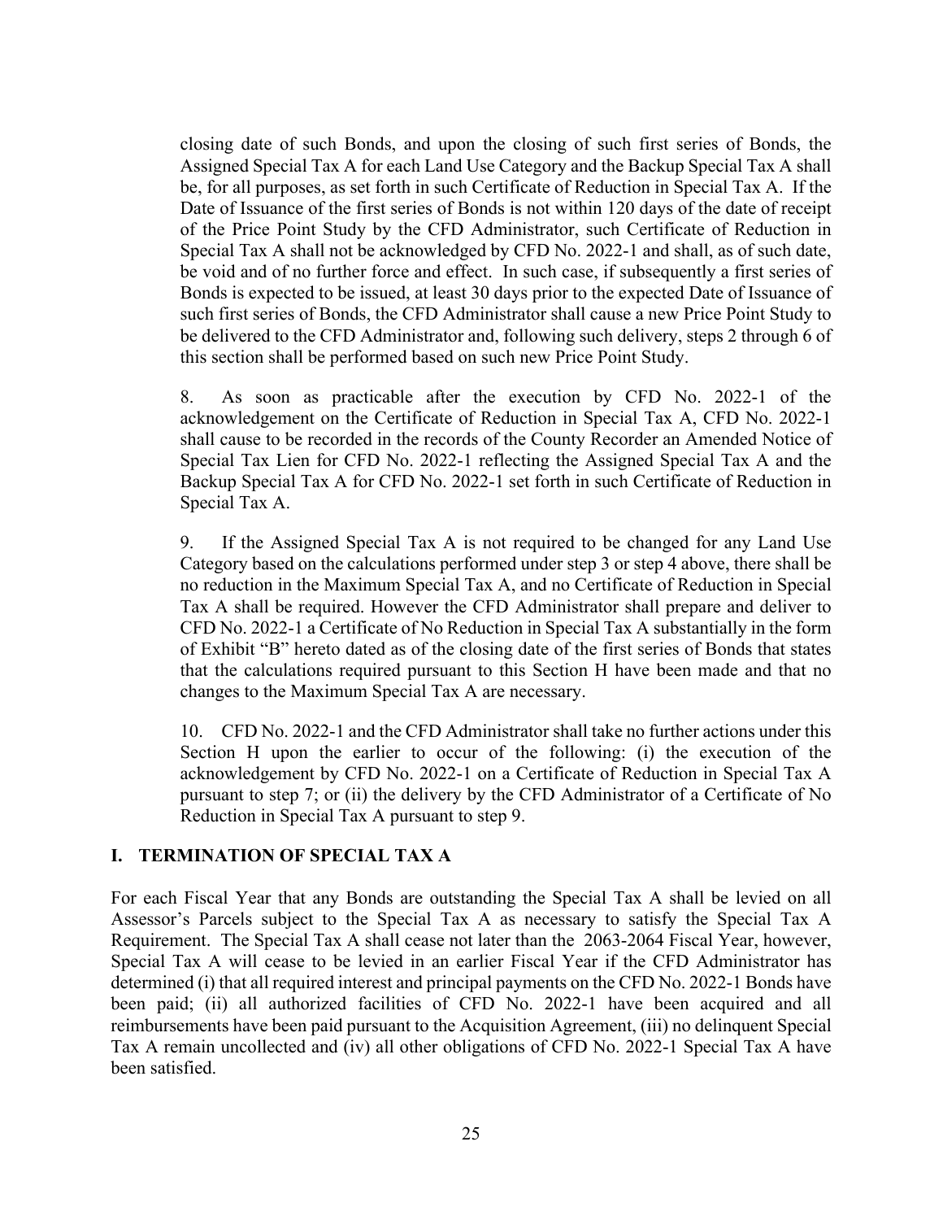closing date of such Bonds, and upon the closing of such first series of Bonds, the Assigned Special Tax A for each Land Use Category and the Backup Special Tax A shall be, for all purposes, as set forth in such Certificate of Reduction in Special Tax A. If the Date of Issuance of the first series of Bonds is not within 120 days of the date of receipt of the Price Point Study by the CFD Administrator, such Certificate of Reduction in Special Tax A shall not be acknowledged by CFD No. 2022-1 and shall, as of such date, be void and of no further force and effect. In such case, if subsequently a first series of Bonds is expected to be issued, at least 30 days prior to the expected Date of Issuance of such first series of Bonds, the CFD Administrator shall cause a new Price Point Study to be delivered to the CFD Administrator and, following such delivery, steps 2 through 6 of this section shall be performed based on such new Price Point Study.

8. As soon as practicable after the execution by CFD No. 2022-1 of the acknowledgement on the Certificate of Reduction in Special Tax A, CFD No. 2022-1 shall cause to be recorded in the records of the County Recorder an Amended Notice of Special Tax Lien for CFD No. 2022-1 reflecting the Assigned Special Tax A and the Backup Special Tax A for CFD No. 2022-1 set forth in such Certificate of Reduction in Special Tax A.

9. If the Assigned Special Tax A is not required to be changed for any Land Use Category based on the calculations performed under step 3 or step 4 above, there shall be no reduction in the Maximum Special Tax A, and no Certificate of Reduction in Special Tax A shall be required. However the CFD Administrator shall prepare and deliver to CFD No. 2022-1 a Certificate of No Reduction in Special Tax A substantially in the form of Exhibit "B" hereto dated as of the closing date of the first series of Bonds that states that the calculations required pursuant to this Section H have been made and that no changes to the Maximum Special Tax A are necessary.

10. CFD No. 2022-1 and the CFD Administrator shall take no further actions under this Section H upon the earlier to occur of the following: (i) the execution of the acknowledgement by CFD No. 2022-1 on a Certificate of Reduction in Special Tax A pursuant to step 7; or (ii) the delivery by the CFD Administrator of a Certificate of No Reduction in Special Tax A pursuant to step 9.

## I. TERMINATION OF SPECIAL TAX A

For each Fiscal Year that any Bonds are outstanding the Special Tax A shall be levied on all Assessor's Parcels subject to the Special Tax A as necessary to satisfy the Special Tax A Requirement. The Special Tax A shall cease not later than the 2063-2064 Fiscal Year, however, Special Tax A will cease to be levied in an earlier Fiscal Year if the CFD Administrator has determined (i) that all required interest and principal payments on the CFD No. 2022-1 Bonds have been paid; (ii) all authorized facilities of CFD No. 2022-1 have been acquired and all reimbursements have been paid pursuant to the Acquisition Agreement, (iii) no delinquent Special Tax A remain uncollected and (iv) all other obligations of CFD No. 2022-1 Special Tax A have been satisfied.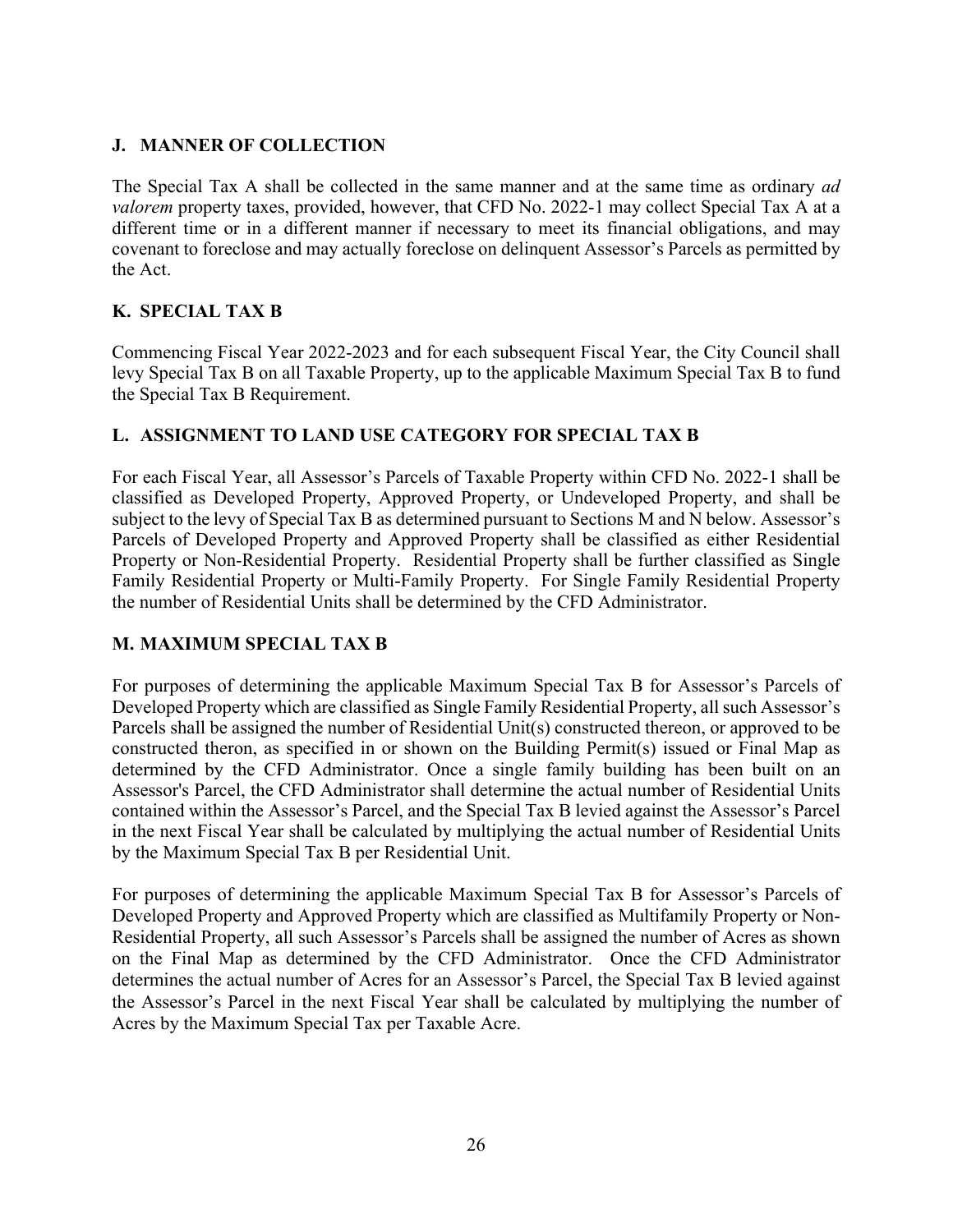## J. MANNER OF COLLECTION

The Special Tax A shall be collected in the same manner and at the same time as ordinary *ad valorem* property taxes, provided, however, that CFD No. 2022-1 may collect Special Tax A at a different time or in a different manner if necessary to meet its financial obligations, and may covenant to foreclose and may actually foreclose on delinquent Assessor's Parcels as permitted by the Act.

## K. SPECIAL TAX B

Commencing Fiscal Year 2022-2023 and for each subsequent Fiscal Year, the City Council shall levy Special Tax B on all Taxable Property, up to the applicable Maximum Special Tax B to fund the Special Tax B Requirement.

## L. ASSIGNMENT TO LAND USE CATEGORY FOR SPECIAL TAX B

For each Fiscal Year, all Assessor's Parcels of Taxable Property within CFD No. 2022-1 shall be classified as Developed Property, Approved Property, or Undeveloped Property, and shall be subject to the levy of Special Tax B as determined pursuant to Sections M and N below. Assessor's Parcels of Developed Property and Approved Property shall be classified as either Residential Property or Non-Residential Property. Residential Property shall be further classified as Single Family Residential Property or Multi-Family Property. For Single Family Residential Property the number of Residential Units shall be determined by the CFD Administrator.

## M. MAXIMUM SPECIAL TAX B

For purposes of determining the applicable Maximum Special Tax B for Assessor's Parcels of Developed Property which are classified as Single Family Residential Property, all such Assessor's Parcels shall be assigned the number of Residential Unit(s) constructed thereon, or approved to be constructed theron, as specified in or shown on the Building Permit(s) issued or Final Map as determined by the CFD Administrator. Once a single family building has been built on an Assessor's Parcel, the CFD Administrator shall determine the actual number of Residential Units contained within the Assessor's Parcel, and the Special Tax B levied against the Assessor's Parcel in the next Fiscal Year shall be calculated by multiplying the actual number of Residential Units by the Maximum Special Tax B per Residential Unit.

For purposes of determining the applicable Maximum Special Tax B for Assessor's Parcels of Developed Property and Approved Property which are classified as Multifamily Property or Non-Residential Property, all such Assessor's Parcels shall be assigned the number of Acres as shown on the Final Map as determined by the CFD Administrator. Once the CFD Administrator determines the actual number of Acres for an Assessor's Parcel, the Special Tax B levied against the Assessor's Parcel in the next Fiscal Year shall be calculated by multiplying the number of Acres by the Maximum Special Tax per Taxable Acre.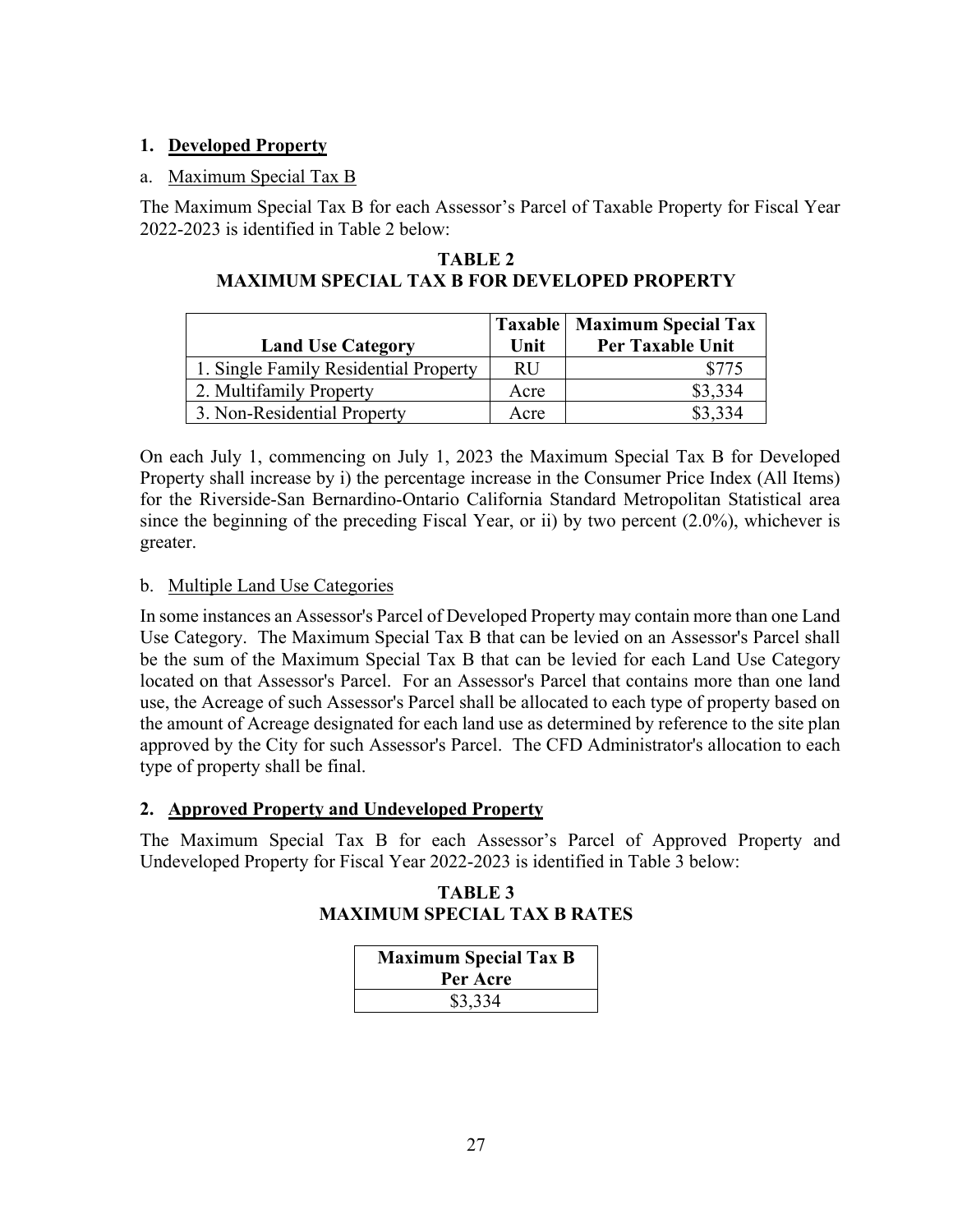### 1. Developed Property

a. Maximum Special Tax B

The Maximum Special Tax B for each Assessor's Parcel of Taxable Property for Fiscal Year 2022-2023 is identified in Table 2 below:

**TABLE 2**
**MAXIMUM SPECIAL TAX B FOR DEVELOPED PROPERTY**

| Land Use Category | Taxable Unit | Maximum Special Tax Per Taxable Unit |
|---|---|---|
| 1. Single Family Residential Property | RU | $775 |
| 2. Multifamily Property | Acre | $3,334 |
| 3. Non-Residential Property | Acre | $3,334 |

On each July 1, commencing on July 1, 2023 the Maximum Special Tax B for Developed Property shall increase by i) the percentage increase in the Consumer Price Index (All Items) for the Riverside-San Bernardino-Ontario California Standard Metropolitan Statistical area since the beginning of the preceding Fiscal Year, or ii) by two percent (2.0%), whichever is greater.

b. Multiple Land Use Categories

In some instances an Assessor's Parcel of Developed Property may contain more than one Land Use Category. The Maximum Special Tax B that can be levied on an Assessor's Parcel shall be the sum of the Maximum Special Tax B that can be levied for each Land Use Category located on that Assessor's Parcel. For an Assessor's Parcel that contains more than one land use, the Acreage of such Assessor's Parcel shall be allocated to each type of property based on the amount of Acreage designated for each land use as determined by reference to the site plan approved by the City for such Assessor's Parcel. The CFD Administrator's allocation to each type of property shall be final.

### 2. Approved Property and Undeveloped Property

The Maximum Special Tax B for each Assessor's Parcel of Approved Property and Undeveloped Property for Fiscal Year 2022-2023 is identified in Table 3 below:

**TABLE 3**
**MAXIMUM SPECIAL TAX B RATES**

| Maximum Special Tax B Per Acre |
|---|
| $3,334 |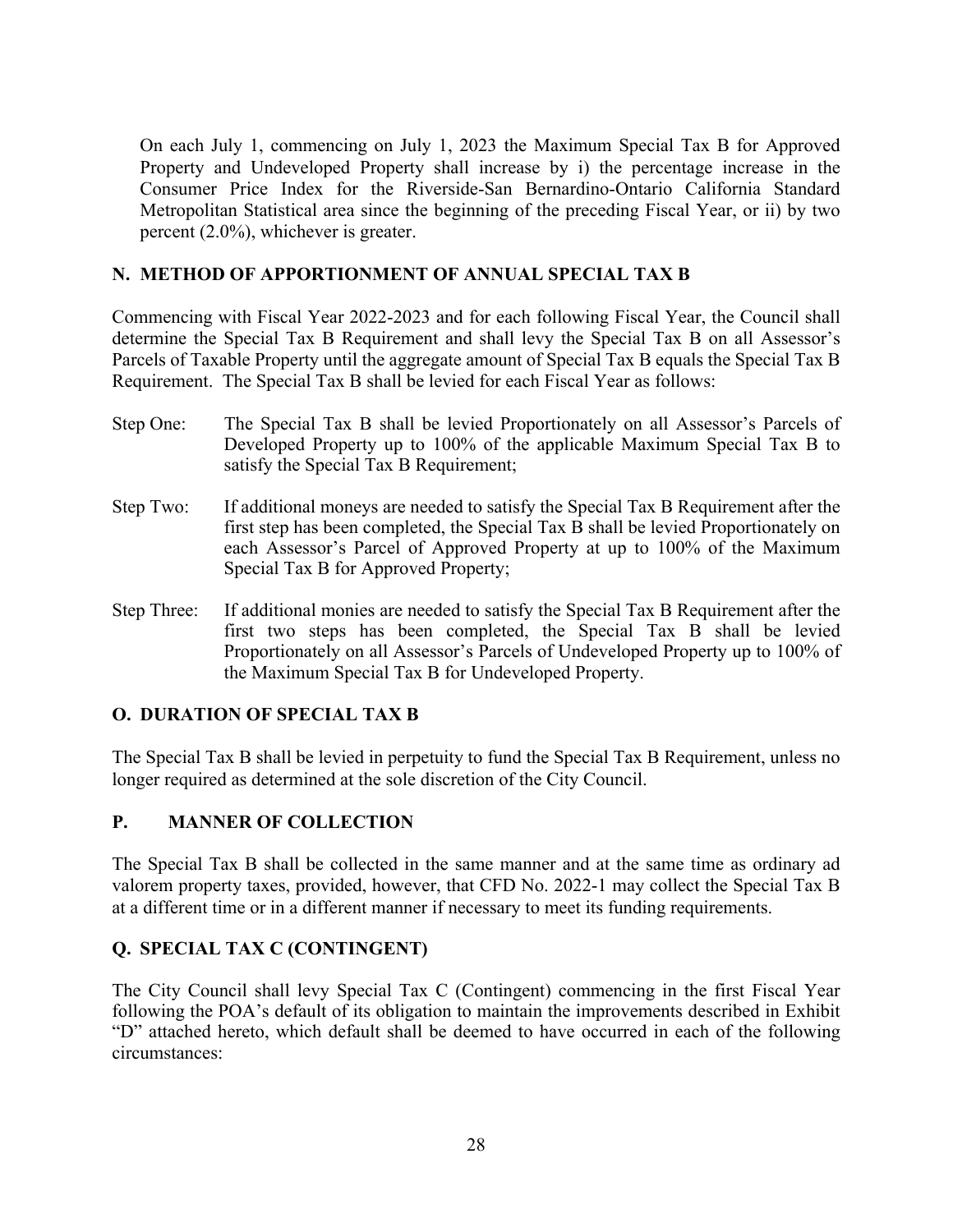On each July 1, commencing on July 1, 2023 the Maximum Special Tax B for Approved Property and Undeveloped Property shall increase by i) the percentage increase in the Consumer Price Index for the Riverside-San Bernardino-Ontario California Standard Metropolitan Statistical area since the beginning of the preceding Fiscal Year, or ii) by two percent (2.0%), whichever is greater.

## N. METHOD OF APPORTIONMENT OF ANNUAL SPECIAL TAX B

Commencing with Fiscal Year 2022-2023 and for each following Fiscal Year, the Council shall determine the Special Tax B Requirement and shall levy the Special Tax B on all Assessor's Parcels of Taxable Property until the aggregate amount of Special Tax B equals the Special Tax B Requirement. The Special Tax B shall be levied for each Fiscal Year as follows:

Step One: The Special Tax B shall be levied Proportionately on all Assessor's Parcels of Developed Property up to 100% of the applicable Maximum Special Tax B to satisfy the Special Tax B Requirement;

Step Two: If additional moneys are needed to satisfy the Special Tax B Requirement after the first step has been completed, the Special Tax B shall be levied Proportionately on each Assessor's Parcel of Approved Property at up to 100% of the Maximum Special Tax B for Approved Property;

Step Three: If additional monies are needed to satisfy the Special Tax B Requirement after the first two steps has been completed, the Special Tax B shall be levied Proportionately on all Assessor's Parcels of Undeveloped Property up to 100% of the Maximum Special Tax B for Undeveloped Property.

## O. DURATION OF SPECIAL TAX B

The Special Tax B shall be levied in perpetuity to fund the Special Tax B Requirement, unless no longer required as determined at the sole discretion of the City Council.

## P. MANNER OF COLLECTION

The Special Tax B shall be collected in the same manner and at the same time as ordinary ad valorem property taxes, provided, however, that CFD No. 2022-1 may collect the Special Tax B at a different time or in a different manner if necessary to meet its funding requirements.

## Q. SPECIAL TAX C (CONTINGENT)

The City Council shall levy Special Tax C (Contingent) commencing in the first Fiscal Year following the POA's default of its obligation to maintain the improvements described in Exhibit "D" attached hereto, which default shall be deemed to have occurred in each of the following circumstances: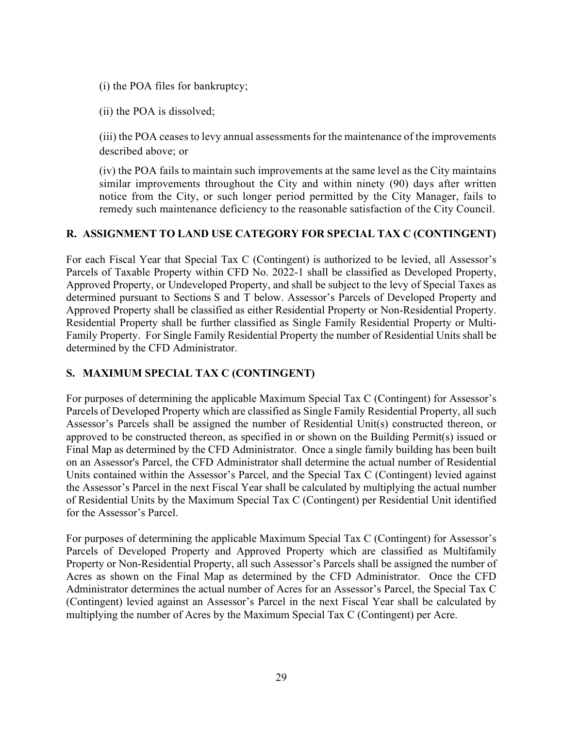(i) the POA files for bankruptcy;

(ii) the POA is dissolved;

(iii) the POA ceases to levy annual assessments for the maintenance of the improvements described above; or

(iv) the POA fails to maintain such improvements at the same level as the City maintains similar improvements throughout the City and within ninety (90) days after written notice from the City, or such longer period permitted by the City Manager, fails to remedy such maintenance deficiency to the reasonable satisfaction of the City Council.

## R. ASSIGNMENT TO LAND USE CATEGORY FOR SPECIAL TAX C (CONTINGENT)

For each Fiscal Year that Special Tax C (Contingent) is authorized to be levied, all Assessor's Parcels of Taxable Property within CFD No. 2022-1 shall be classified as Developed Property, Approved Property, or Undeveloped Property, and shall be subject to the levy of Special Taxes as determined pursuant to Sections S and T below. Assessor's Parcels of Developed Property and Approved Property shall be classified as either Residential Property or Non-Residential Property. Residential Property shall be further classified as Single Family Residential Property or Multi-Family Property. For Single Family Residential Property the number of Residential Units shall be determined by the CFD Administrator.

## S. MAXIMUM SPECIAL TAX C (CONTINGENT)

For purposes of determining the applicable Maximum Special Tax C (Contingent) for Assessor's Parcels of Developed Property which are classified as Single Family Residential Property, all such Assessor's Parcels shall be assigned the number of Residential Unit(s) constructed thereon, or approved to be constructed thereon, as specified in or shown on the Building Permit(s) issued or Final Map as determined by the CFD Administrator. Once a single family building has been built on an Assessor's Parcel, the CFD Administrator shall determine the actual number of Residential Units contained within the Assessor's Parcel, and the Special Tax C (Contingent) levied against the Assessor's Parcel in the next Fiscal Year shall be calculated by multiplying the actual number of Residential Units by the Maximum Special Tax C (Contingent) per Residential Unit identified for the Assessor's Parcel.

For purposes of determining the applicable Maximum Special Tax C (Contingent) for Assessor's Parcels of Developed Property and Approved Property which are classified as Multifamily Property or Non-Residential Property, all such Assessor's Parcels shall be assigned the number of Acres as shown on the Final Map as determined by the CFD Administrator. Once the CFD Administrator determines the actual number of Acres for an Assessor's Parcel, the Special Tax C (Contingent) levied against an Assessor's Parcel in the next Fiscal Year shall be calculated by multiplying the number of Acres by the Maximum Special Tax C (Contingent) per Acre.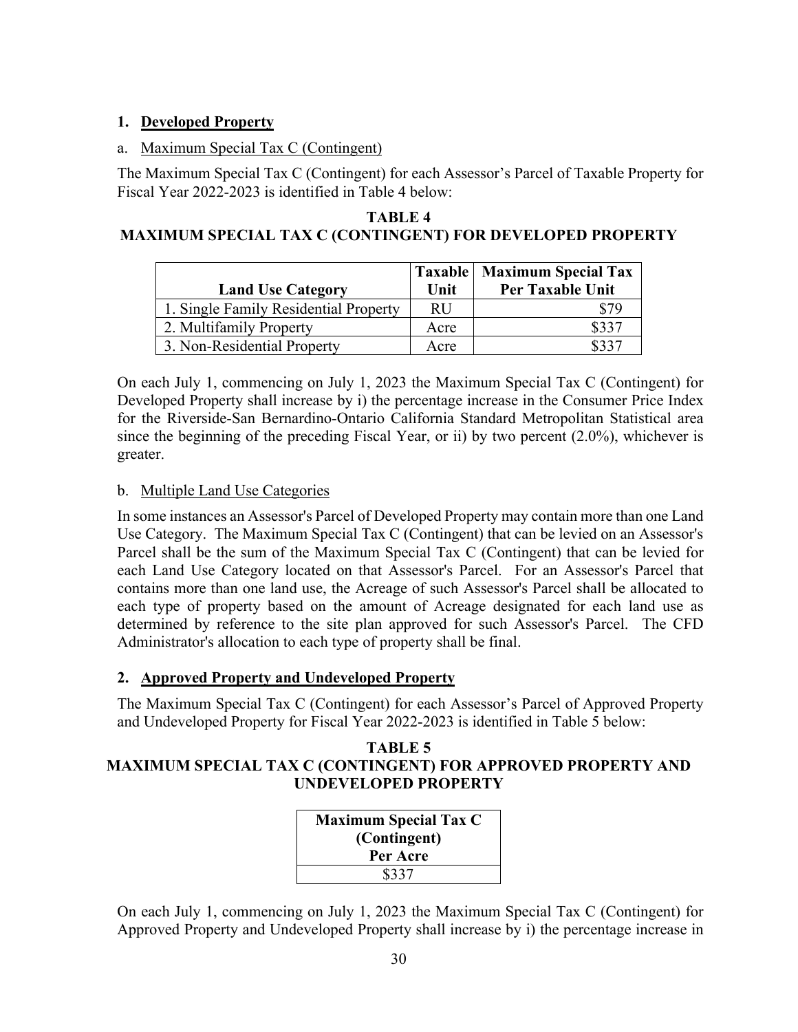**1. Developed Property**

a. Maximum Special Tax C (Contingent)

The Maximum Special Tax C (Contingent) for each Assessor's Parcel of Taxable Property for Fiscal Year 2022-2023 is identified in Table 4 below:

**TABLE 4**
**MAXIMUM SPECIAL TAX C (CONTINGENT) FOR DEVELOPED PROPERTY**

| Land Use Category | Taxable Unit | Maximum Special Tax Per Taxable Unit |
|---|---|---|
| 1. Single Family Residential Property | RU | $79 |
| 2. Multifamily Property | Acre | $337 |
| 3. Non-Residential Property | Acre | $337 |

On each July 1, commencing on July 1, 2023 the Maximum Special Tax C (Contingent) for Developed Property shall increase by i) the percentage increase in the Consumer Price Index for the Riverside-San Bernardino-Ontario California Standard Metropolitan Statistical area since the beginning of the preceding Fiscal Year, or ii) by two percent (2.0%), whichever is greater.

b. Multiple Land Use Categories

In some instances an Assessor's Parcel of Developed Property may contain more than one Land Use Category. The Maximum Special Tax C (Contingent) that can be levied on an Assessor's Parcel shall be the sum of the Maximum Special Tax C (Contingent) that can be levied for each Land Use Category located on that Assessor's Parcel. For an Assessor's Parcel that contains more than one land use, the Acreage of such Assessor's Parcel shall be allocated to each type of property based on the amount of Acreage designated for each land use as determined by reference to the site plan approved for such Assessor's Parcel. The CFD Administrator's allocation to each type of property shall be final.

**2. Approved Property and Undeveloped Property**

The Maximum Special Tax C (Contingent) for each Assessor's Parcel of Approved Property and Undeveloped Property for Fiscal Year 2022-2023 is identified in Table 5 below:

**TABLE 5**
**MAXIMUM SPECIAL TAX C (CONTINGENT) FOR APPROVED PROPERTY AND UNDEVELOPED PROPERTY**

| Maximum Special Tax C (Contingent) Per Acre |
|---|
| $337 |

On each July 1, commencing on July 1, 2023 the Maximum Special Tax C (Contingent) for Approved Property and Undeveloped Property shall increase by i) the percentage increase in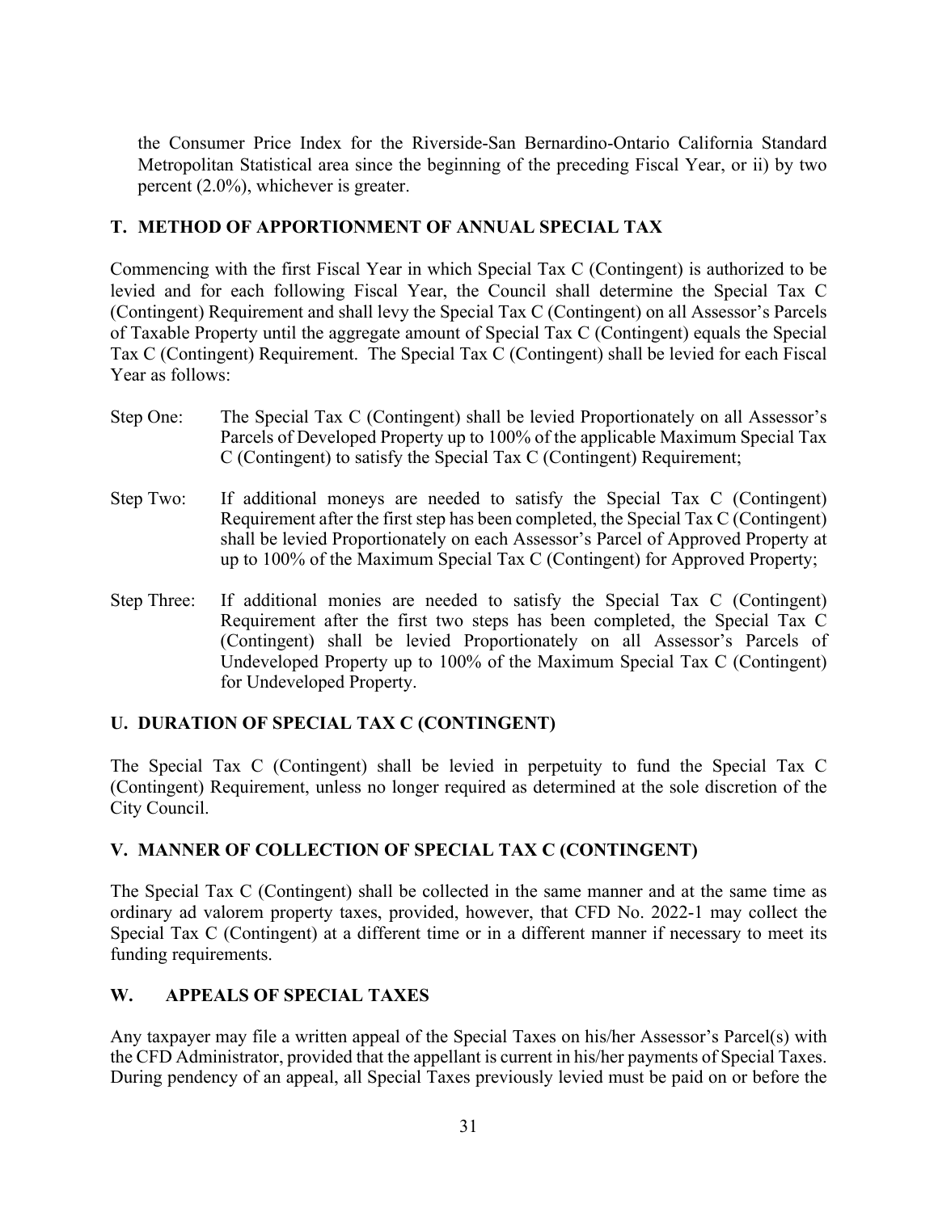the Consumer Price Index for the Riverside-San Bernardino-Ontario California Standard Metropolitan Statistical area since the beginning of the preceding Fiscal Year, or ii) by two percent (2.0%), whichever is greater.

## T. METHOD OF APPORTIONMENT OF ANNUAL SPECIAL TAX

Commencing with the first Fiscal Year in which Special Tax C (Contingent) is authorized to be levied and for each following Fiscal Year, the Council shall determine the Special Tax C (Contingent) Requirement and shall levy the Special Tax C (Contingent) on all Assessor's Parcels of Taxable Property until the aggregate amount of Special Tax C (Contingent) equals the Special Tax C (Contingent) Requirement. The Special Tax C (Contingent) shall be levied for each Fiscal Year as follows:

Step One: The Special Tax C (Contingent) shall be levied Proportionately on all Assessor's Parcels of Developed Property up to 100% of the applicable Maximum Special Tax C (Contingent) to satisfy the Special Tax C (Contingent) Requirement;

Step Two: If additional moneys are needed to satisfy the Special Tax C (Contingent) Requirement after the first step has been completed, the Special Tax C (Contingent) shall be levied Proportionately on each Assessor's Parcel of Approved Property at up to 100% of the Maximum Special Tax C (Contingent) for Approved Property;

Step Three: If additional monies are needed to satisfy the Special Tax C (Contingent) Requirement after the first two steps has been completed, the Special Tax C (Contingent) shall be levied Proportionately on all Assessor's Parcels of Undeveloped Property up to 100% of the Maximum Special Tax C (Contingent) for Undeveloped Property.

## U. DURATION OF SPECIAL TAX C (CONTINGENT)

The Special Tax C (Contingent) shall be levied in perpetuity to fund the Special Tax C (Contingent) Requirement, unless no longer required as determined at the sole discretion of the City Council.

## V. MANNER OF COLLECTION OF SPECIAL TAX C (CONTINGENT)

The Special Tax C (Contingent) shall be collected in the same manner and at the same time as ordinary ad valorem property taxes, provided, however, that CFD No. 2022-1 may collect the Special Tax C (Contingent) at a different time or in a different manner if necessary to meet its funding requirements.

## W. APPEALS OF SPECIAL TAXES

Any taxpayer may file a written appeal of the Special Taxes on his/her Assessor's Parcel(s) with the CFD Administrator, provided that the appellant is current in his/her payments of Special Taxes. During pendency of an appeal, all Special Taxes previously levied must be paid on or before the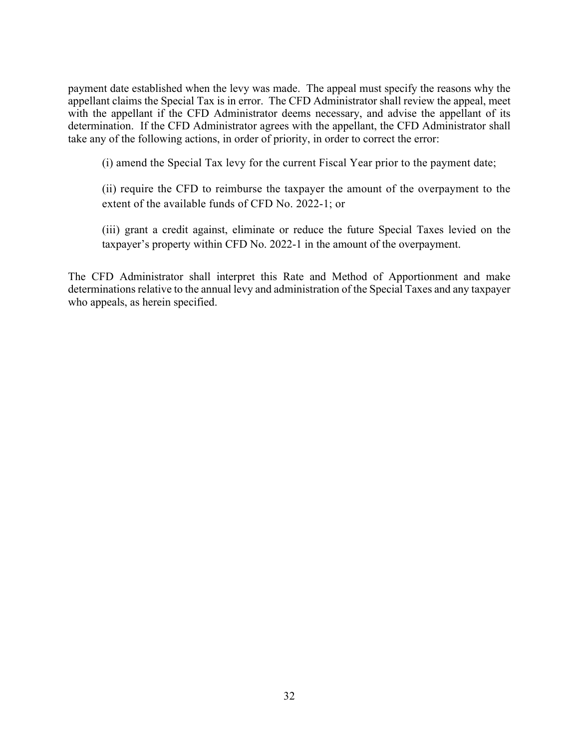payment date established when the levy was made. The appeal must specify the reasons why the appellant claims the Special Tax is in error. The CFD Administrator shall review the appeal, meet with the appellant if the CFD Administrator deems necessary, and advise the appellant of its determination. If the CFD Administrator agrees with the appellant, the CFD Administrator shall take any of the following actions, in order of priority, in order to correct the error:

> (i) amend the Special Tax levy for the current Fiscal Year prior to the payment date;
>
> (ii) require the CFD to reimburse the taxpayer the amount of the overpayment to the extent of the available funds of CFD No. 2022-1; or
>
> (iii) grant a credit against, eliminate or reduce the future Special Taxes levied on the taxpayer's property within CFD No. 2022-1 in the amount of the overpayment.

The CFD Administrator shall interpret this Rate and Method of Apportionment and make determinations relative to the annual levy and administration of the Special Taxes and any taxpayer who appeals, as herein specified.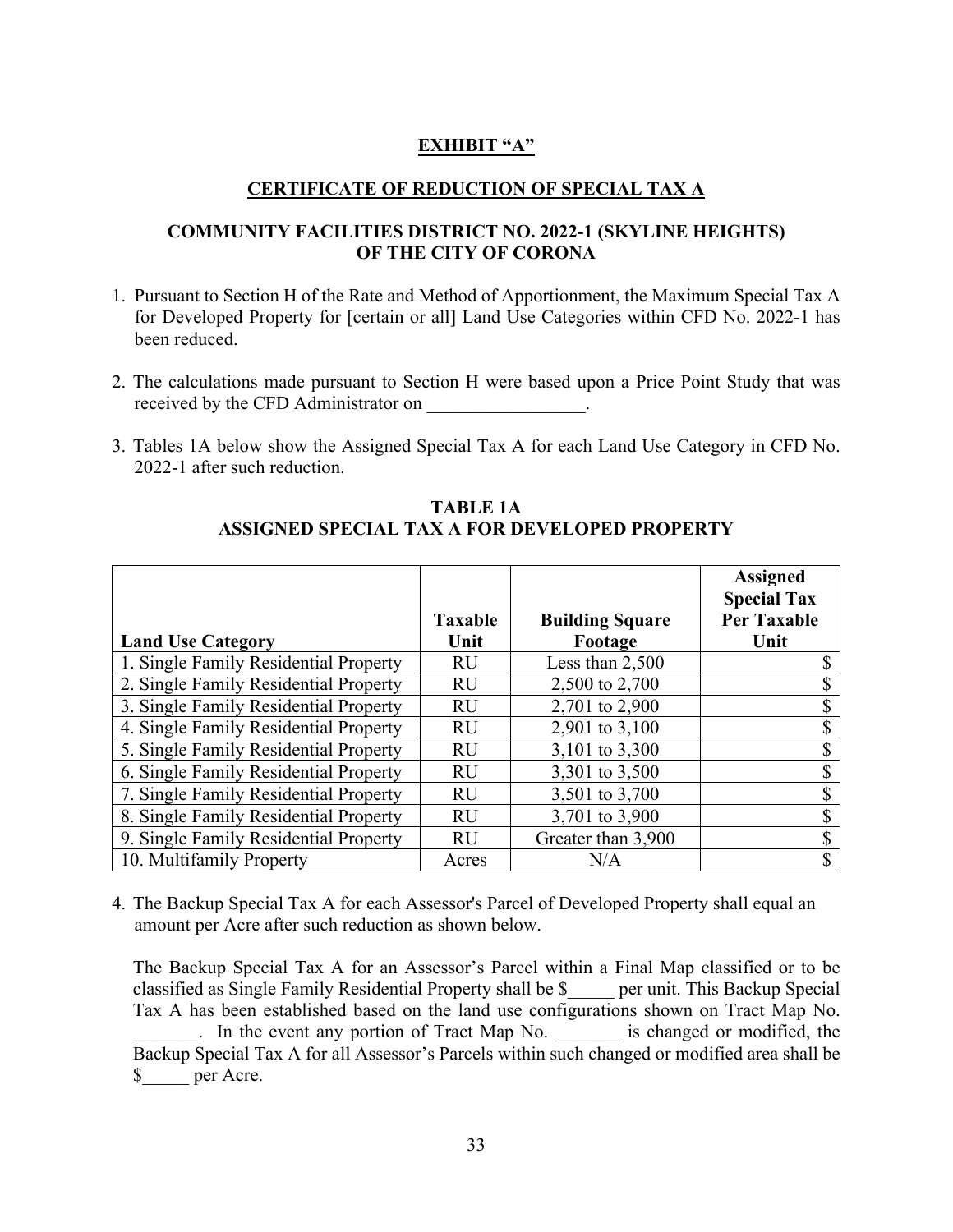# EXHIBIT "A"

## CERTIFICATE OF REDUCTION OF SPECIAL TAX A

### COMMUNITY FACILITIES DISTRICT NO. 2022-1 (SKYLINE HEIGHTS) OF THE CITY OF CORONA

1. Pursuant to Section H of the Rate and Method of Apportionment, the Maximum Special Tax A for Developed Property for [certain or all] Land Use Categories within CFD No. 2022-1 has been reduced.

2. The calculations made pursuant to Section H were based upon a Price Point Study that was received by the CFD Administrator on _________________.

3. Tables 1A below show the Assigned Special Tax A for each Land Use Category in CFD No. 2022-1 after such reduction.

**TABLE 1A**
**ASSIGNED SPECIAL TAX A FOR DEVELOPED PROPERTY**

| Land Use Category | Taxable Unit | Building Square Footage | Assigned Special Tax Per Taxable Unit |
|---|---|---|---|
| 1. Single Family Residential Property | RU | Less than 2,500 | $ |
| 2. Single Family Residential Property | RU | 2,500 to 2,700 | $ |
| 3. Single Family Residential Property | RU | 2,701 to 2,900 | $ |
| 4. Single Family Residential Property | RU | 2,901 to 3,100 | $ |
| 5. Single Family Residential Property | RU | 3,101 to 3,300 | $ |
| 6. Single Family Residential Property | RU | 3,301 to 3,500 | $ |
| 7. Single Family Residential Property | RU | 3,501 to 3,700 | $ |
| 8. Single Family Residential Property | RU | 3,701 to 3,900 | $ |
| 9. Single Family Residential Property | RU | Greater than 3,900 | $ |
| 10. Multifamily Property | Acres | N/A | $ |

4. The Backup Special Tax A for each Assessor's Parcel of Developed Property shall equal an amount per Acre after such reduction as shown below.

   The Backup Special Tax A for an Assessor's Parcel within a Final Map classified or to be classified as Single Family Residential Property shall be $_____ per unit. This Backup Special Tax A has been established based on the land use configurations shown on Tract Map No. _______. In the event any portion of Tract Map No. _______ is changed or modified, the Backup Special Tax A for all Assessor's Parcels within such changed or modified area shall be $_____ per Acre.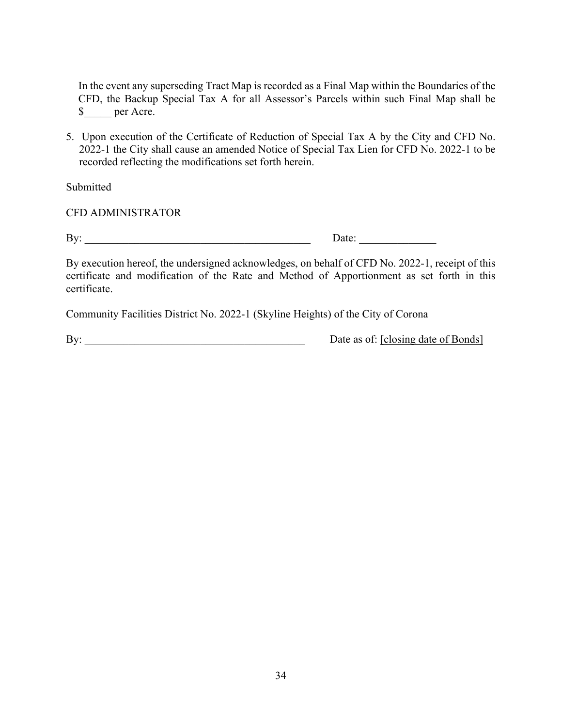In the event any superseding Tract Map is recorded as a Final Map within the Boundaries of the CFD, the Backup Special Tax A for all Assessor's Parcels within such Final Map shall be $_____ per Acre.

5. Upon execution of the Certificate of Reduction of Special Tax A by the City and CFD No. 2022-1 the City shall cause an amended Notice of Special Tax Lien for CFD No. 2022-1 to be recorded reflecting the modifications set forth herein.

Submitted

CFD ADMINISTRATOR

By: __________________________________________ Date: ______________

By execution hereof, the undersigned acknowledges, on behalf of CFD No. 2022-1, receipt of this certificate and modification of the Rate and Method of Apportionment as set forth in this certificate.

Community Facilities District No. 2022-1 (Skyline Heights) of the City of Corona

By: _________________________________________ Date as of: [closing date of Bonds]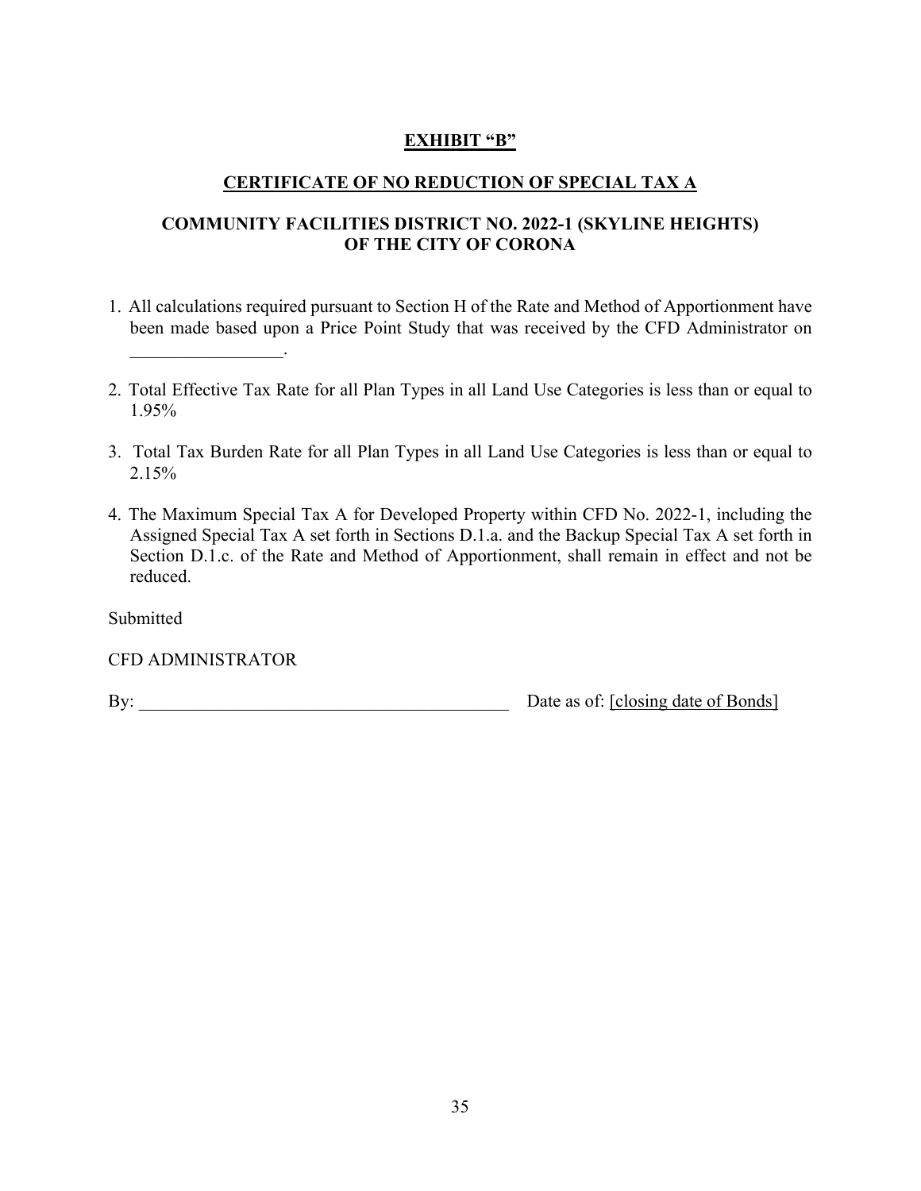## EXHIBIT "B"

## CERTIFICATE OF NO REDUCTION OF SPECIAL TAX A

### COMMUNITY FACILITIES DISTRICT NO. 2022-1 (SKYLINE HEIGHTS) OF THE CITY OF CORONA

1. All calculations required pursuant to Section H of the Rate and Method of Apportionment have been made based upon a Price Point Study that was received by the CFD Administrator on _________________.

2. Total Effective Tax Rate for all Plan Types in all Land Use Categories is less than or equal to 1.95%

3. Total Tax Burden Rate for all Plan Types in all Land Use Categories is less than or equal to 2.15%

4. The Maximum Special Tax A for Developed Property within CFD No. 2022-1, including the Assigned Special Tax A set forth in Sections D.1.a. and the Backup Special Tax A set forth in Section D.1.c. of the Rate and Method of Apportionment, shall remain in effect and not be reduced.

Submitted

CFD ADMINISTRATOR

By: ________________________________________ Date as of: [closing date of Bonds]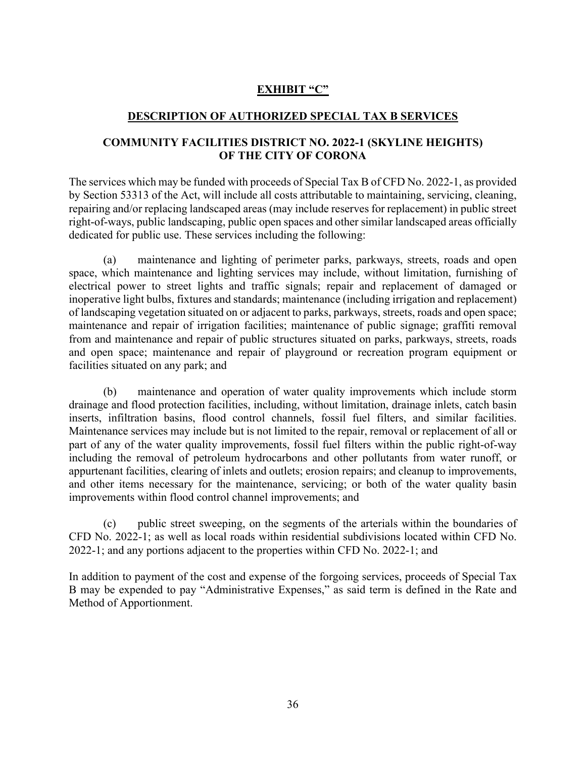# EXHIBIT "C"

## DESCRIPTION OF AUTHORIZED SPECIAL TAX B SERVICES

### COMMUNITY FACILITIES DISTRICT NO. 2022-1 (SKYLINE HEIGHTS) OF THE CITY OF CORONA

The services which may be funded with proceeds of Special Tax B of CFD No. 2022-1, as provided by Section 53313 of the Act, will include all costs attributable to maintaining, servicing, cleaning, repairing and/or replacing landscaped areas (may include reserves for replacement) in public street right-of-ways, public landscaping, public open spaces and other similar landscaped areas officially dedicated for public use. These services including the following:

(a) maintenance and lighting of perimeter parks, parkways, streets, roads and open space, which maintenance and lighting services may include, without limitation, furnishing of electrical power to street lights and traffic signals; repair and replacement of damaged or inoperative light bulbs, fixtures and standards; maintenance (including irrigation and replacement) of landscaping vegetation situated on or adjacent to parks, parkways, streets, roads and open space; maintenance and repair of irrigation facilities; maintenance of public signage; graffiti removal from and maintenance and repair of public structures situated on parks, parkways, streets, roads and open space; maintenance and repair of playground or recreation program equipment or facilities situated on any park; and

(b) maintenance and operation of water quality improvements which include storm drainage and flood protection facilities, including, without limitation, drainage inlets, catch basin inserts, infiltration basins, flood control channels, fossil fuel filters, and similar facilities. Maintenance services may include but is not limited to the repair, removal or replacement of all or part of any of the water quality improvements, fossil fuel filters within the public right-of-way including the removal of petroleum hydrocarbons and other pollutants from water runoff, or appurtenant facilities, clearing of inlets and outlets; erosion repairs; and cleanup to improvements, and other items necessary for the maintenance, servicing; or both of the water quality basin improvements within flood control channel improvements; and

(c) public street sweeping, on the segments of the arterials within the boundaries of CFD No. 2022-1; as well as local roads within residential subdivisions located within CFD No. 2022-1; and any portions adjacent to the properties within CFD No. 2022-1; and

In addition to payment of the cost and expense of the forgoing services, proceeds of Special Tax B may be expended to pay "Administrative Expenses," as said term is defined in the Rate and Method of Apportionment.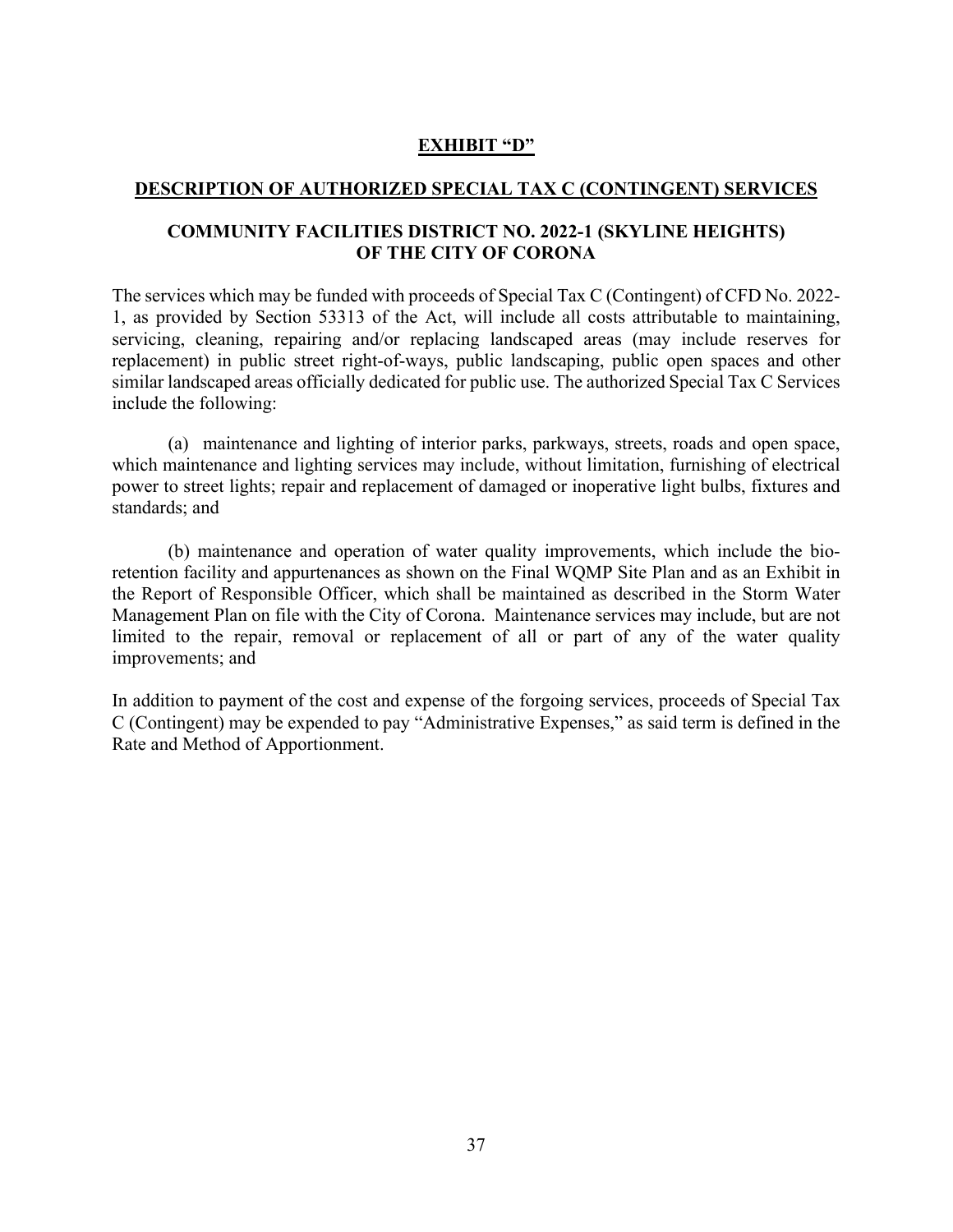**EXHIBIT "D"**

**DESCRIPTION OF AUTHORIZED SPECIAL TAX C (CONTINGENT) SERVICES**

**COMMUNITY FACILITIES DISTRICT NO. 2022-1 (SKYLINE HEIGHTS) OF THE CITY OF CORONA**

The services which may be funded with proceeds of Special Tax C (Contingent) of CFD No. 2022-1, as provided by Section 53313 of the Act, will include all costs attributable to maintaining, servicing, cleaning, repairing and/or replacing landscaped areas (may include reserves for replacement) in public street right-of-ways, public landscaping, public open spaces and other similar landscaped areas officially dedicated for public use. The authorized Special Tax C Services include the following:

(a) maintenance and lighting of interior parks, parkways, streets, roads and open space, which maintenance and lighting services may include, without limitation, furnishing of electrical power to street lights; repair and replacement of damaged or inoperative light bulbs, fixtures and standards; and

(b) maintenance and operation of water quality improvements, which include the bio-retention facility and appurtenances as shown on the Final WQMP Site Plan and as an Exhibit in the Report of Responsible Officer, which shall be maintained as described in the Storm Water Management Plan on file with the City of Corona. Maintenance services may include, but are not limited to the repair, removal or replacement of all or part of any of the water quality improvements; and

In addition to payment of the cost and expense of the forgoing services, proceeds of Special Tax C (Contingent) may be expended to pay "Administrative Expenses," as said term is defined in the Rate and Method of Apportionment.